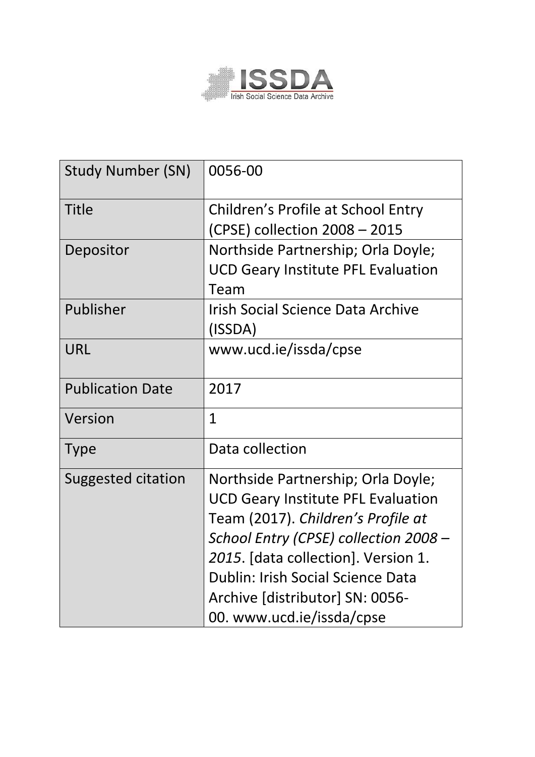| Study Number (SN) | 0056-00 |
| --- | --- |
| Title | Children's Profile at School Entry (CPSE) collection 2008 – 2015 |
| Depositor | Northside Partnership; Orla Doyle; UCD Geary Institute PFL Evaluation Team |
| Publisher | Irish Social Science Data Archive (ISSDA) |
| URL | www.ucd.ie/issda/cpse |
| Publication Date | 2017 |
| Version | 1 |
| Type | Data collection |
| Suggested citation | Northside Partnership; Orla Doyle; UCD Geary Institute PFL Evaluation Team (2017). *Children's Profile at School Entry (CPSE) collection 2008 – 2015*. [data collection]. Version 1. Dublin: Irish Social Science Data Archive [distributor] SN: 0056-00. www.ucd.ie/issda/cpse |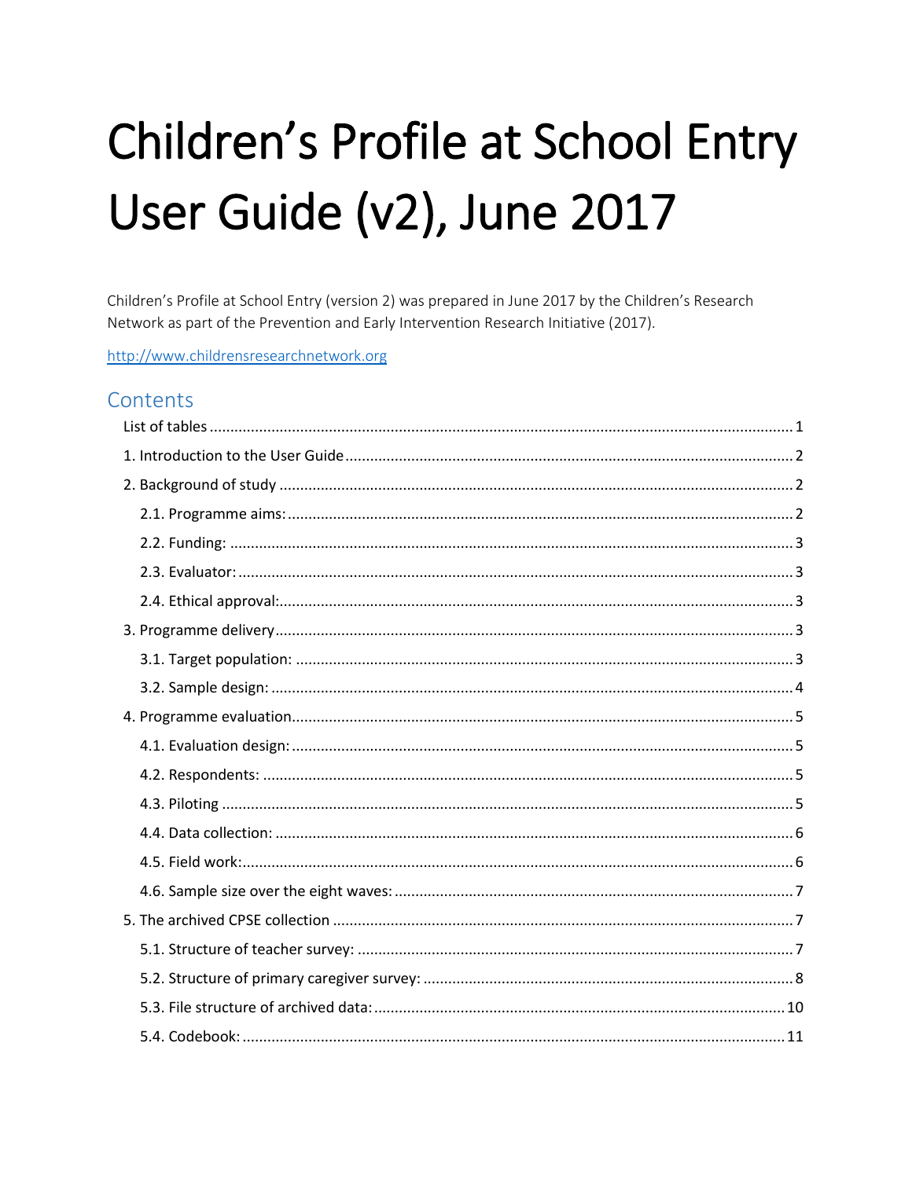# Children's Profile at School Entry User Guide (v2), June 2017

Children's Profile at School Entry (version 2) was prepared in June 2017 by the Children's Research Network as part of the Prevention and Early Intervention Research Initiative (2017).

http://www.childrensresearchnetwork.org

## Contents

- List of tables ........ 1
- 1. Introduction to the User Guide ........ 2
- 2. Background of study ........ 2
  - 2.1. Programme aims: ........ 2
  - 2.2. Funding: ........ 3
  - 2.3. Evaluator: ........ 3
  - 2.4. Ethical approval: ........ 3
- 3. Programme delivery ........ 3
  - 3.1. Target population: ........ 3
  - 3.2. Sample design: ........ 4
- 4. Programme evaluation ........ 5
  - 4.1. Evaluation design: ........ 5
  - 4.2. Respondents: ........ 5
  - 4.3. Piloting ........ 5
  - 4.4. Data collection: ........ 6
  - 4.5. Field work: ........ 6
  - 4.6. Sample size over the eight waves: ........ 7
- 5. The archived CPSE collection ........ 7
  - 5.1. Structure of teacher survey: ........ 7
  - 5.2. Structure of primary caregiver survey: ........ 8
  - 5.3. File structure of archived data: ........ 10
  - 5.4. Codebook: ........ 11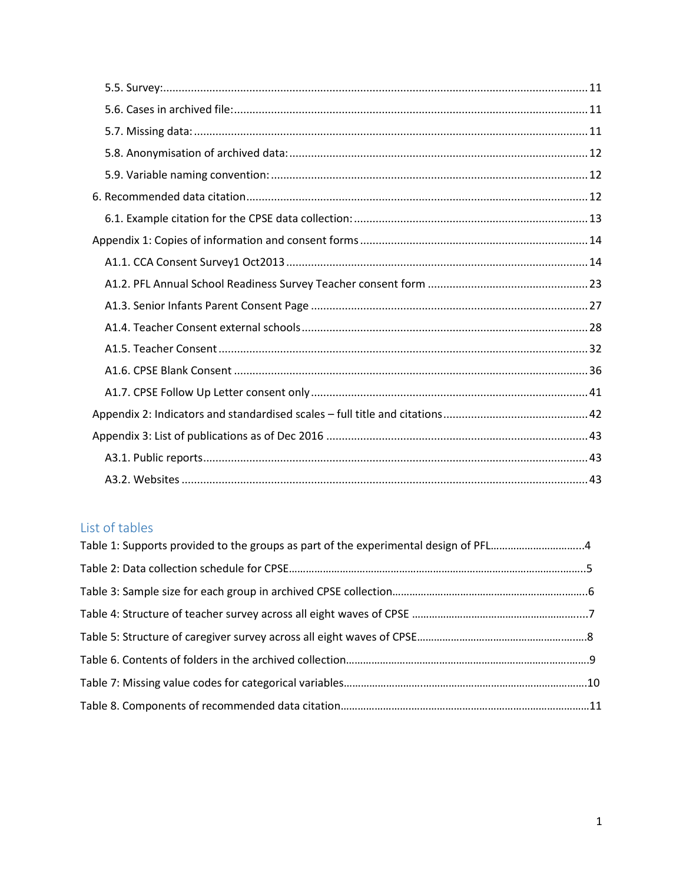5.5. Survey: ........................................................................................................................ 11

5.6. Cases in archived file: ................................................................................................ 11

5.7. Missing data: ............................................................................................................ 11

5.8. Anonymisation of archived data: ............................................................................... 12

5.9. Variable naming convention: ..................................................................................... 12

6. Recommended data citation ............................................................................................ 12

6.1. Example citation for the CPSE data collection: ........................................................... 13

Appendix 1: Copies of information and consent forms ........................................................ 14

A1.1. CCA Consent Survey1 Oct2013 ................................................................................ 14

A1.2. PFL Annual School Readiness Survey Teacher consent form ................................... 23

A1.3. Senior Infants Parent Consent Page ........................................................................ 27

A1.4. Teacher Consent external schools ........................................................................... 28

A1.5. Teacher Consent ...................................................................................................... 32

A1.6. CPSE Blank Consent ................................................................................................. 36

A1.7. CPSE Follow Up Letter consent only ......................................................................... 41

Appendix 2: Indicators and standardised scales – full title and citations .............................. 42

Appendix 3: List of publications as of Dec 2016 .................................................................. 43

A3.1. Public reports ........................................................................................................... 43

A3.2. Websites .................................................................................................................. 43

## List of tables

Table 1: Supports provided to the groups as part of the experimental design of PFL.................................4

Table 2: Data collection schedule for CPSE.......................................................................................................5

Table 3: Sample size for each group in archived CPSE collection....................................................................6

Table 4: Structure of teacher survey across all eight waves of CPSE ..............................................................7

Table 5: Structure of caregiver survey across all eight waves of CPSE............................................................8

Table 6. Contents of folders in the archived collection.....................................................................................9

Table 7: Missing value codes for categorical variables.....................................................................................10

Table 8. Components of recommended data citation.......................................................................................11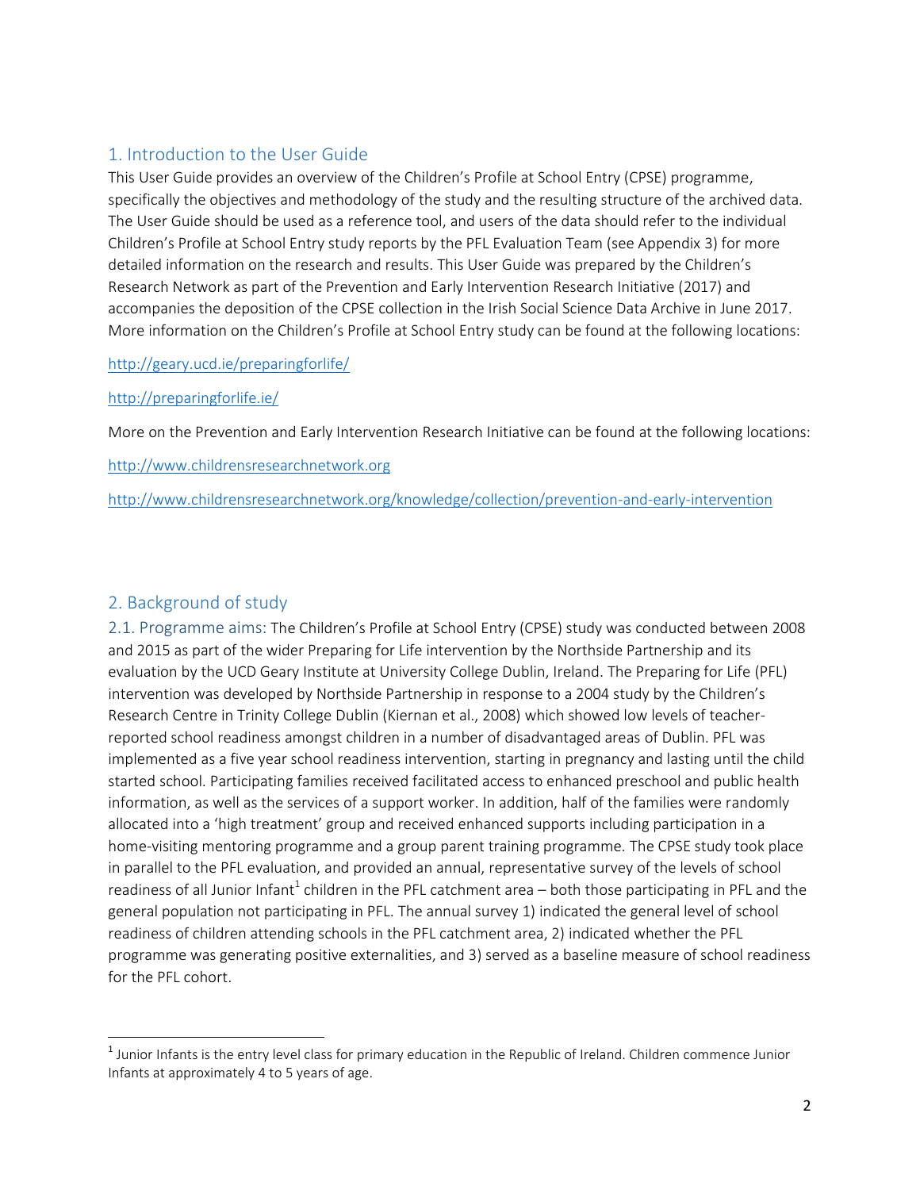## 1. Introduction to the User Guide

This User Guide provides an overview of the Children's Profile at School Entry (CPSE) programme, specifically the objectives and methodology of the study and the resulting structure of the archived data. The User Guide should be used as a reference tool, and users of the data should refer to the individual Children's Profile at School Entry study reports by the PFL Evaluation Team (see Appendix 3) for more detailed information on the research and results. This User Guide was prepared by the Children's Research Network as part of the Prevention and Early Intervention Research Initiative (2017) and accompanies the deposition of the CPSE collection in the Irish Social Science Data Archive in June 2017. More information on the Children's Profile at School Entry study can be found at the following locations:

http://geary.ucd.ie/preparingforlife/

http://preparingforlife.ie/

More on the Prevention and Early Intervention Research Initiative can be found at the following locations:

http://www.childrensresearchnetwork.org

http://www.childrensresearchnetwork.org/knowledge/collection/prevention-and-early-intervention

## 2. Background of study

### 2.1. Programme aims:

The Children's Profile at School Entry (CPSE) study was conducted between 2008 and 2015 as part of the wider Preparing for Life intervention by the Northside Partnership and its evaluation by the UCD Geary Institute at University College Dublin, Ireland. The Preparing for Life (PFL) intervention was developed by Northside Partnership in response to a 2004 study by the Children's Research Centre in Trinity College Dublin (Kiernan et al., 2008) which showed low levels of teacher-reported school readiness amongst children in a number of disadvantaged areas of Dublin. PFL was implemented as a five year school readiness intervention, starting in pregnancy and lasting until the child started school. Participating families received facilitated access to enhanced preschool and public health information, as well as the services of a support worker. In addition, half of the families were randomly allocated into a 'high treatment' group and received enhanced supports including participation in a home-visiting mentoring programme and a group parent training programme. The CPSE study took place in parallel to the PFL evaluation, and provided an annual, representative survey of the levels of school readiness of all Junior Infant[1] children in the PFL catchment area – both those participating in PFL and the general population not participating in PFL. The annual survey 1) indicated the general level of school readiness of children attending schools in the PFL catchment area, 2) indicated whether the PFL programme was generating positive externalities, and 3) served as a baseline measure of school readiness for the PFL cohort.

[1] Junior Infants is the entry level class for primary education in the Republic of Ireland. Children commence Junior Infants at approximately 4 to 5 years of age.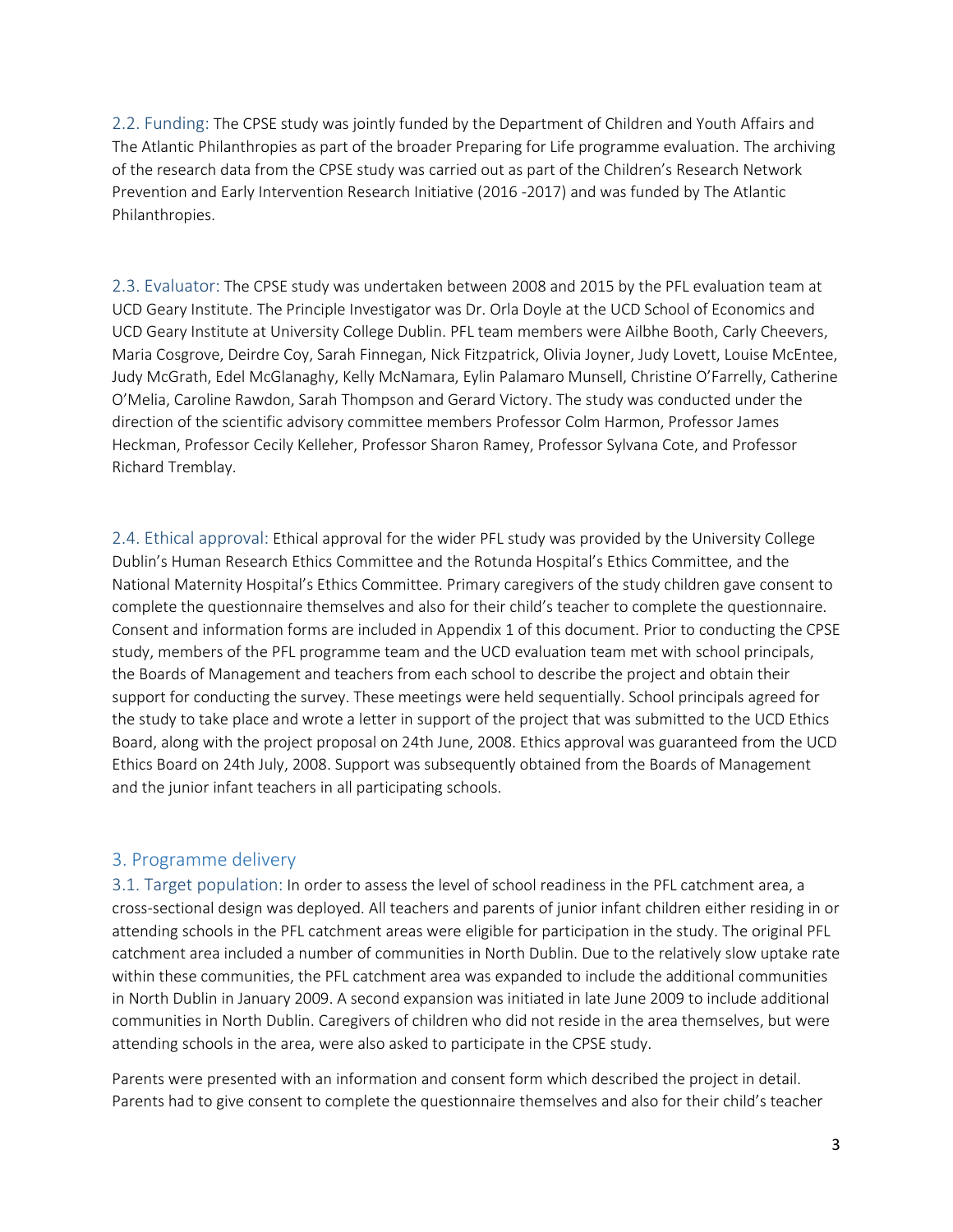2.2. Funding: The CPSE study was jointly funded by the Department of Children and Youth Affairs and The Atlantic Philanthropies as part of the broader Preparing for Life programme evaluation. The archiving of the research data from the CPSE study was carried out as part of the Children's Research Network Prevention and Early Intervention Research Initiative (2016 -2017) and was funded by The Atlantic Philanthropies.

2.3. Evaluator: The CPSE study was undertaken between 2008 and 2015 by the PFL evaluation team at UCD Geary Institute. The Principle Investigator was Dr. Orla Doyle at the UCD School of Economics and UCD Geary Institute at University College Dublin. PFL team members were Ailbhe Booth, Carly Cheevers, Maria Cosgrove, Deirdre Coy, Sarah Finnegan, Nick Fitzpatrick, Olivia Joyner, Judy Lovett, Louise McEntee, Judy McGrath, Edel McGlanaghy, Kelly McNamara, Eylin Palamaro Munsell, Christine O'Farrelly, Catherine O'Melia, Caroline Rawdon, Sarah Thompson and Gerard Victory. The study was conducted under the direction of the scientific advisory committee members Professor Colm Harmon, Professor James Heckman, Professor Cecily Kelleher, Professor Sharon Ramey, Professor Sylvana Cote, and Professor Richard Tremblay.

2.4. Ethical approval: Ethical approval for the wider PFL study was provided by the University College Dublin's Human Research Ethics Committee and the Rotunda Hospital's Ethics Committee, and the National Maternity Hospital's Ethics Committee. Primary caregivers of the study children gave consent to complete the questionnaire themselves and also for their child's teacher to complete the questionnaire. Consent and information forms are included in Appendix 1 of this document. Prior to conducting the CPSE study, members of the PFL programme team and the UCD evaluation team met with school principals, the Boards of Management and teachers from each school to describe the project and obtain their support for conducting the survey. These meetings were held sequentially. School principals agreed for the study to take place and wrote a letter in support of the project that was submitted to the UCD Ethics Board, along with the project proposal on 24th June, 2008. Ethics approval was guaranteed from the UCD Ethics Board on 24th July, 2008. Support was subsequently obtained from the Boards of Management and the junior infant teachers in all participating schools.

## 3. Programme delivery

3.1. Target population: In order to assess the level of school readiness in the PFL catchment area, a cross-sectional design was deployed. All teachers and parents of junior infant children either residing in or attending schools in the PFL catchment areas were eligible for participation in the study. The original PFL catchment area included a number of communities in North Dublin. Due to the relatively slow uptake rate within these communities, the PFL catchment area was expanded to include the additional communities in North Dublin in January 2009. A second expansion was initiated in late June 2009 to include additional communities in North Dublin. Caregivers of children who did not reside in the area themselves, but were attending schools in the area, were also asked to participate in the CPSE study.

Parents were presented with an information and consent form which described the project in detail. Parents had to give consent to complete the questionnaire themselves and also for their child's teacher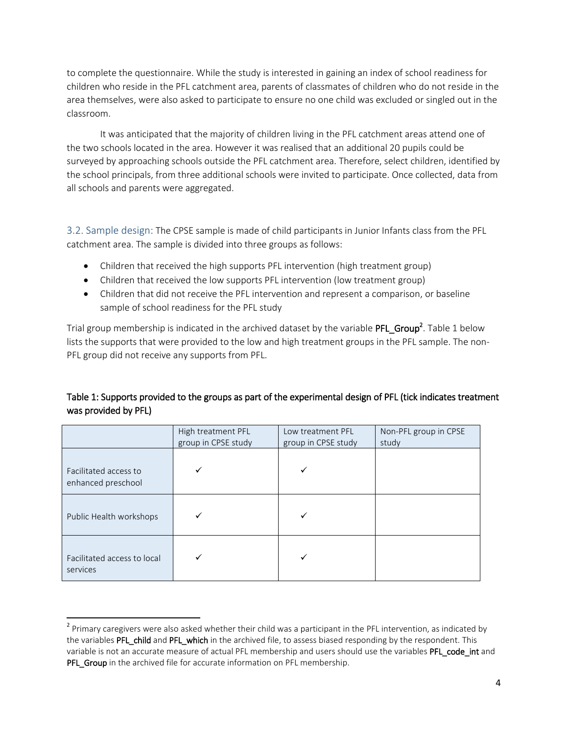to complete the questionnaire. While the study is interested in gaining an index of school readiness for children who reside in the PFL catchment area, parents of classmates of children who do not reside in the area themselves, were also asked to participate to ensure no one child was excluded or singled out in the classroom.

It was anticipated that the majority of children living in the PFL catchment areas attend one of the two schools located in the area. However it was realised that an additional 20 pupils could be surveyed by approaching schools outside the PFL catchment area. Therefore, select children, identified by the school principals, from three additional schools were invited to participate. Once collected, data from all schools and parents were aggregated.

### 3.2. Sample design:

The CPSE sample is made of child participants in Junior Infants class from the PFL catchment area. The sample is divided into three groups as follows:

- Children that received the high supports PFL intervention (high treatment group)
- Children that received the low supports PFL intervention (low treatment group)
- Children that did not receive the PFL intervention and represent a comparison, or baseline sample of school readiness for the PFL study

Trial group membership is indicated in the archived dataset by the variable **PFL_Group**[2]. Table 1 below lists the supports that were provided to the low and high treatment groups in the PFL sample. The non-PFL group did not receive any supports from PFL.

**Table 1: Supports provided to the groups as part of the experimental design of PFL (tick indicates treatment was provided by PFL)**

| | High treatment PFL group in CPSE study | Low treatment PFL group in CPSE study | Non-PFL group in CPSE study |
|---|---|---|---|
| Facilitated access to enhanced preschool | ✓ | ✓ | |
| Public Health workshops | ✓ | ✓ | |
| Facilitated access to local services | ✓ | ✓ | |

[2] Primary caregivers were also asked whether their child was a participant in the PFL intervention, as indicated by the variables **PFL_child** and **PFL_which** in the archived file, to assess biased responding by the respondent. This variable is not an accurate measure of actual PFL membership and users should use the variables **PFL_code_int** and **PFL_Group** in the archived file for accurate information on PFL membership.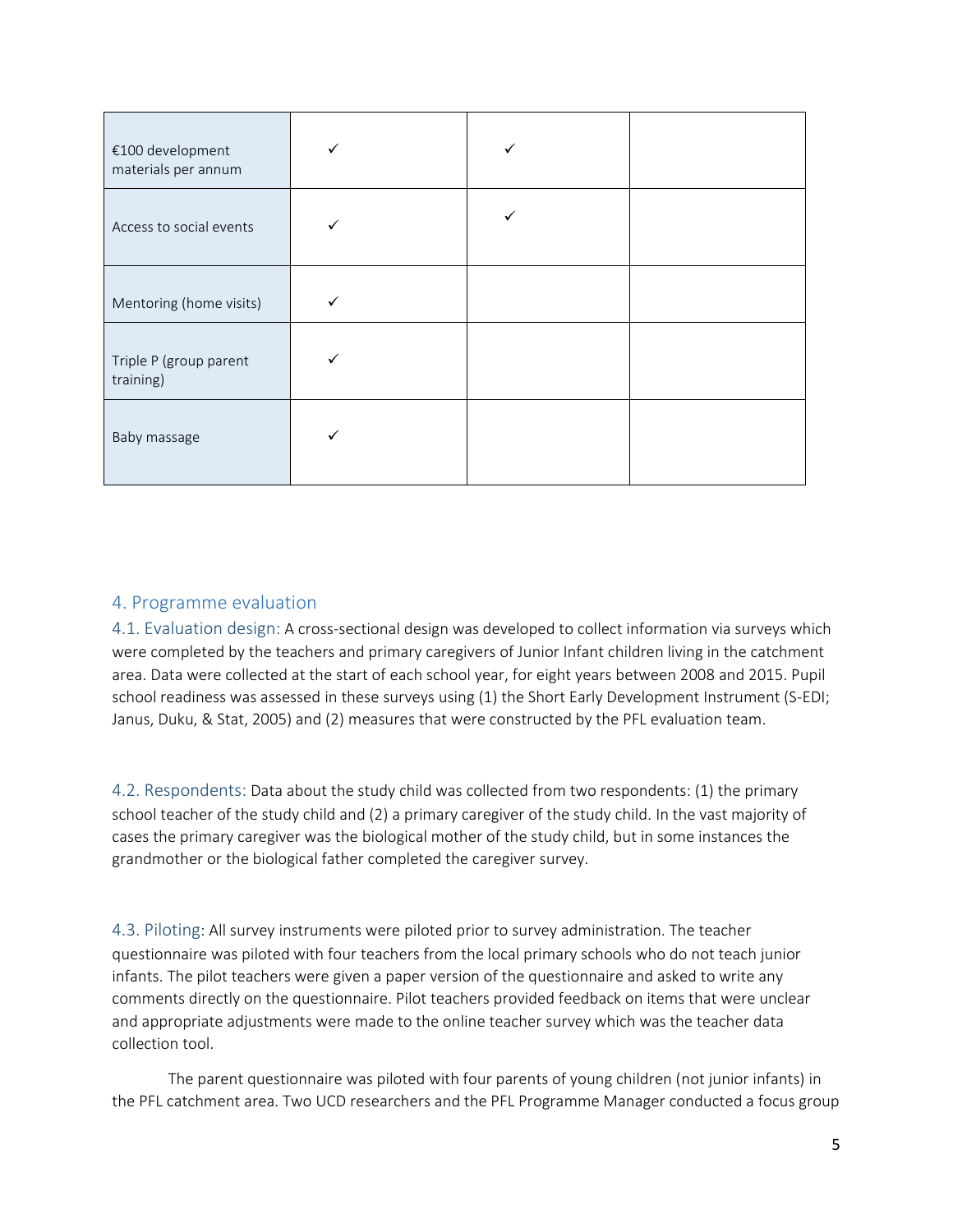| | | | |
|---|---|---|---|
| €100 development materials per annum | ✓ | ✓ | |
| Access to social events | ✓ | ✓ | |
| Mentoring (home visits) | ✓ | | |
| Triple P (group parent training) | ✓ | | |
| Baby massage | ✓ | | |

## 4. Programme evaluation

**4.1. Evaluation design:** A cross-sectional design was developed to collect information via surveys which were completed by the teachers and primary caregivers of Junior Infant children living in the catchment area. Data were collected at the start of each school year, for eight years between 2008 and 2015. Pupil school readiness was assessed in these surveys using (1) the Short Early Development Instrument (S-EDI; Janus, Duku, & Stat, 2005) and (2) measures that were constructed by the PFL evaluation team.

**4.2. Respondents:** Data about the study child was collected from two respondents: (1) the primary school teacher of the study child and (2) a primary caregiver of the study child. In the vast majority of cases the primary caregiver was the biological mother of the study child, but in some instances the grandmother or the biological father completed the caregiver survey.

**4.3. Piloting:** All survey instruments were piloted prior to survey administration. The teacher questionnaire was piloted with four teachers from the local primary schools who do not teach junior infants. The pilot teachers were given a paper version of the questionnaire and asked to write any comments directly on the questionnaire. Pilot teachers provided feedback on items that were unclear and appropriate adjustments were made to the online teacher survey which was the teacher data collection tool.

The parent questionnaire was piloted with four parents of young children (not junior infants) in the PFL catchment area. Two UCD researchers and the PFL Programme Manager conducted a focus group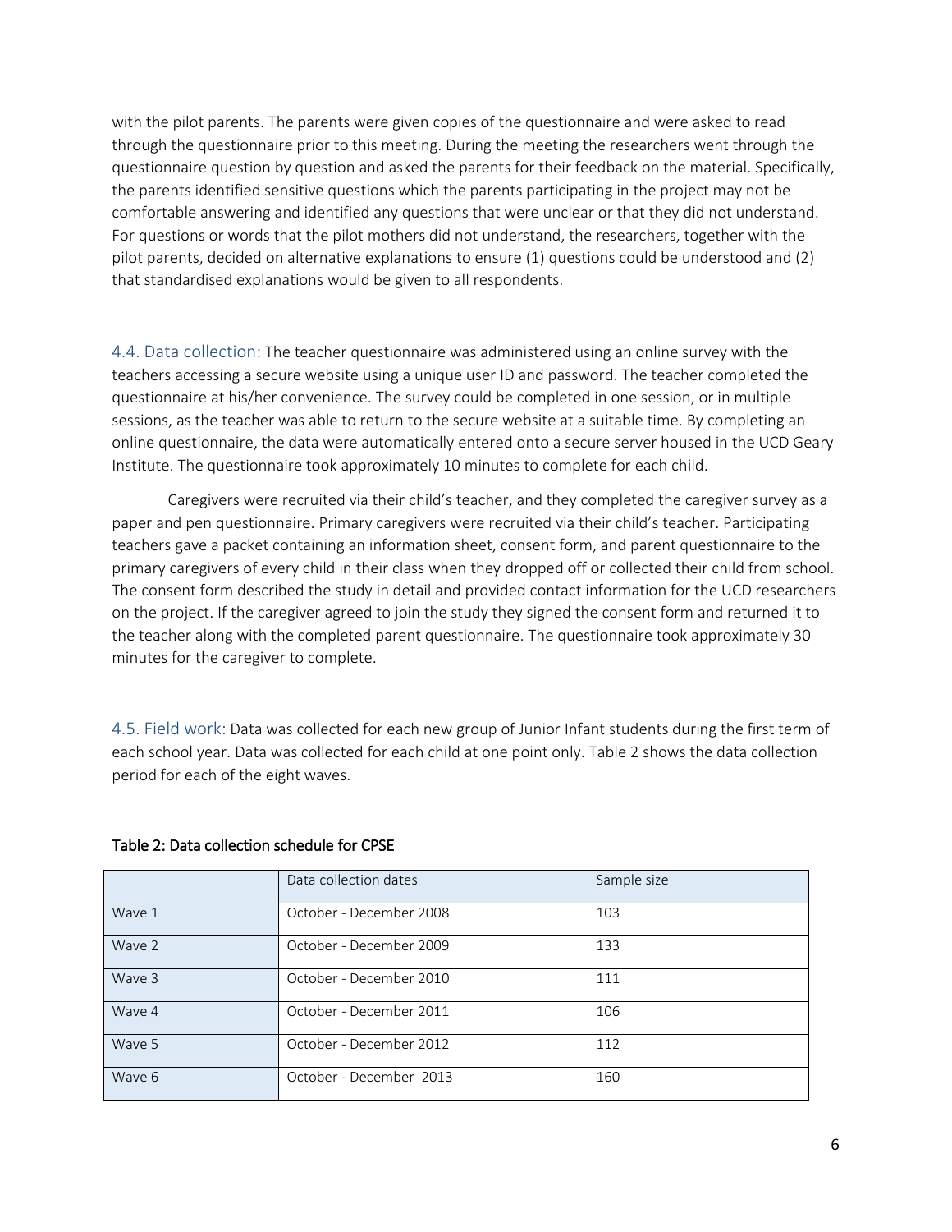with the pilot parents. The parents were given copies of the questionnaire and were asked to read through the questionnaire prior to this meeting. During the meeting the researchers went through the questionnaire question by question and asked the parents for their feedback on the material. Specifically, the parents identified sensitive questions which the parents participating in the project may not be comfortable answering and identified any questions that were unclear or that they did not understand. For questions or words that the pilot mothers did not understand, the researchers, together with the pilot parents, decided on alternative explanations to ensure (1) questions could be understood and (2) that standardised explanations would be given to all respondents.

### 4.4. Data collection:

The teacher questionnaire was administered using an online survey with the teachers accessing a secure website using a unique user ID and password. The teacher completed the questionnaire at his/her convenience. The survey could be completed in one session, or in multiple sessions, as the teacher was able to return to the secure website at a suitable time. By completing an online questionnaire, the data were automatically entered onto a secure server housed in the UCD Geary Institute. The questionnaire took approximately 10 minutes to complete for each child.

Caregivers were recruited via their child's teacher, and they completed the caregiver survey as a paper and pen questionnaire. Primary caregivers were recruited via their child's teacher. Participating teachers gave a packet containing an information sheet, consent form, and parent questionnaire to the primary caregivers of every child in their class when they dropped off or collected their child from school. The consent form described the study in detail and provided contact information for the UCD researchers on the project. If the caregiver agreed to join the study they signed the consent form and returned it to the teacher along with the completed parent questionnaire. The questionnaire took approximately 30 minutes for the caregiver to complete.

### 4.5. Field work:

Data was collected for each new group of Junior Infant students during the first term of each school year. Data was collected for each child at one point only. Table 2 shows the data collection period for each of the eight waves.

Table 2: Data collection schedule for CPSE

| | Data collection dates | Sample size |
|---|---|---|
| Wave 1 | October - December 2008 | 103 |
| Wave 2 | October - December 2009 | 133 |
| Wave 3 | October - December 2010 | 111 |
| Wave 4 | October - December 2011 | 106 |
| Wave 5 | October - December 2012 | 112 |
| Wave 6 | October - December 2013 | 160 |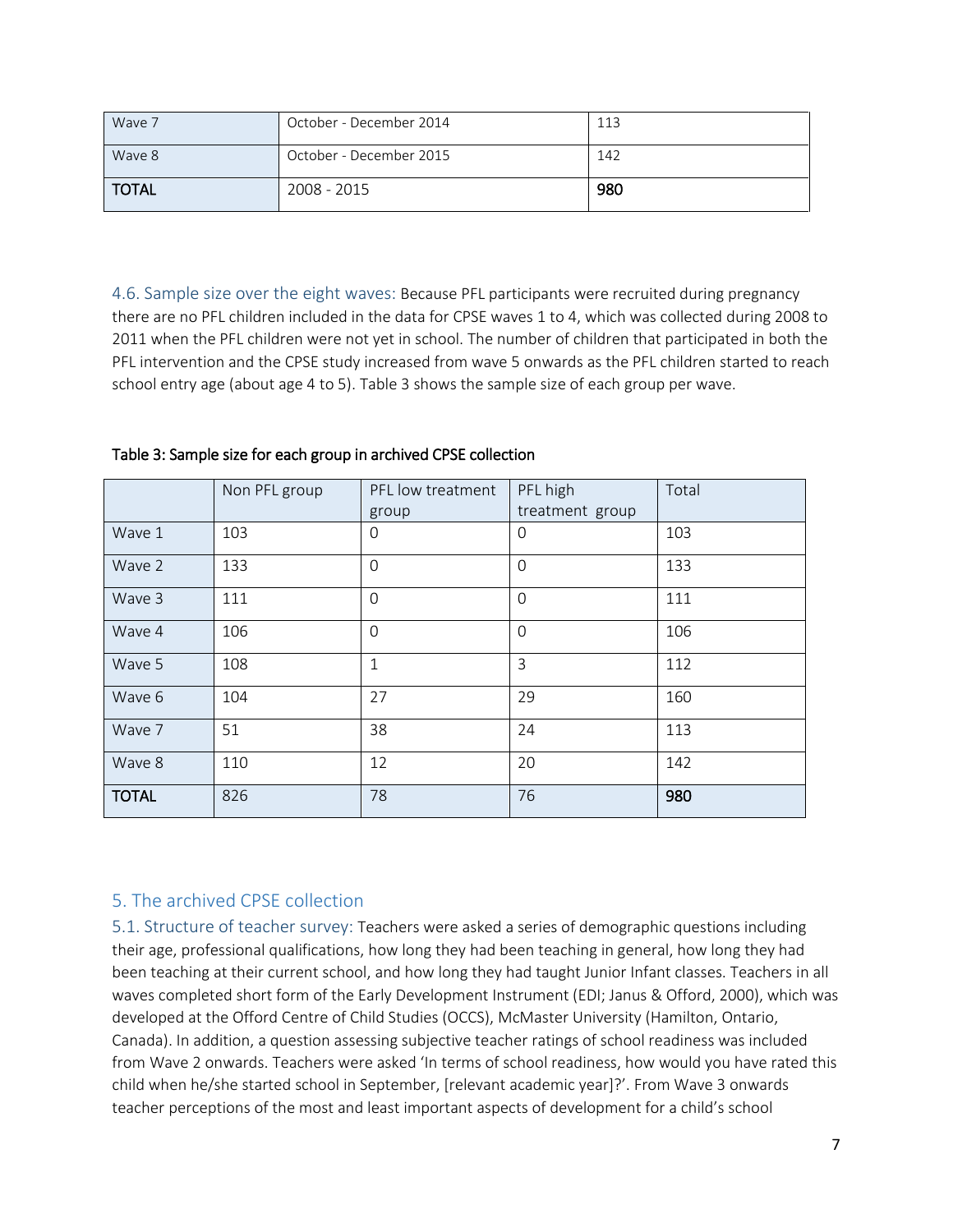| Wave 7 | October - December 2014 | 113 |
| --- | --- | --- |
| Wave 8 | October - December 2015 | 142 |
| **TOTAL** | 2008 - 2015 | **980** |

4.6. Sample size over the eight waves: Because PFL participants were recruited during pregnancy there are no PFL children included in the data for CPSE waves 1 to 4, which was collected during 2008 to 2011 when the PFL children were not yet in school. The number of children that participated in both the PFL intervention and the CPSE study increased from wave 5 onwards as the PFL children started to reach school entry age (about age 4 to 5). Table 3 shows the sample size of each group per wave.

**Table 3: Sample size for each group in archived CPSE collection**

| | Non PFL group | PFL low treatment group | PFL high treatment group | Total |
| --- | --- | --- | --- | --- |
| Wave 1 | 103 | 0 | 0 | 103 |
| Wave 2 | 133 | 0 | 0 | 133 |
| Wave 3 | 111 | 0 | 0 | 111 |
| Wave 4 | 106 | 0 | 0 | 106 |
| Wave 5 | 108 | 1 | 3 | 112 |
| Wave 6 | 104 | 27 | 29 | 160 |
| Wave 7 | 51 | 38 | 24 | 113 |
| Wave 8 | 110 | 12 | 20 | 142 |
| **TOTAL** | 826 | 78 | 76 | **980** |

## 5. The archived CPSE collection

5.1. Structure of teacher survey: Teachers were asked a series of demographic questions including their age, professional qualifications, how long they had been teaching in general, how long they had been teaching at their current school, and how long they had taught Junior Infant classes. Teachers in all waves completed short form of the Early Development Instrument (EDI; Janus & Offord, 2000), which was developed at the Offord Centre of Child Studies (OCCS), McMaster University (Hamilton, Ontario, Canada). In addition, a question assessing subjective teacher ratings of school readiness was included from Wave 2 onwards. Teachers were asked 'In terms of school readiness, how would you have rated this child when he/she started school in September, [relevant academic year]?'. From Wave 3 onwards teacher perceptions of the most and least important aspects of development for a child's school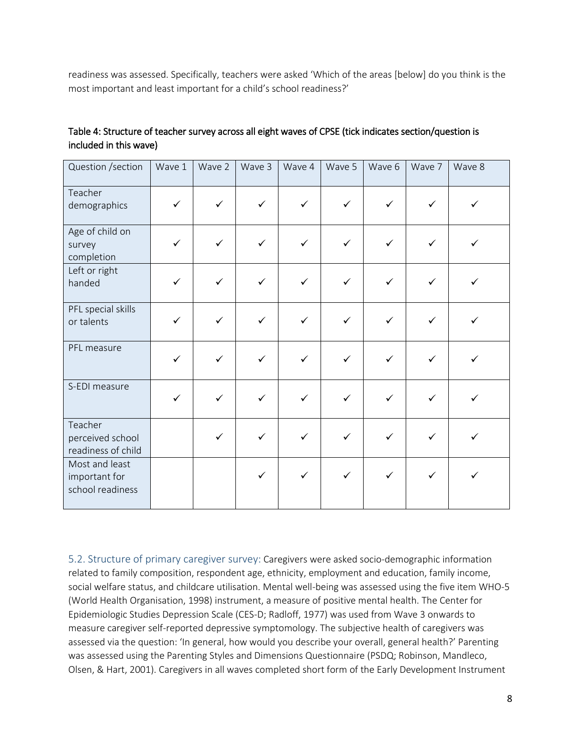readiness was assessed. Specifically, teachers were asked 'Which of the areas [below] do you think is the most important and least important for a child's school readiness?'

Table 4: Structure of teacher survey across all eight waves of CPSE (tick indicates section/question is included in this wave)

| Question /section | Wave 1 | Wave 2 | Wave 3 | Wave 4 | Wave 5 | Wave 6 | Wave 7 | Wave 8 |
|---|---|---|---|---|---|---|---|---|
| Teacher demographics | ✓ | ✓ | ✓ | ✓ | ✓ | ✓ | ✓ | ✓ |
| Age of child on survey completion | ✓ | ✓ | ✓ | ✓ | ✓ | ✓ | ✓ | ✓ |
| Left or right handed | ✓ | ✓ | ✓ | ✓ | ✓ | ✓ | ✓ | ✓ |
| PFL special skills or talents | ✓ | ✓ | ✓ | ✓ | ✓ | ✓ | ✓ | ✓ |
| PFL measure | ✓ | ✓ | ✓ | ✓ | ✓ | ✓ | ✓ | ✓ |
| S-EDI measure | ✓ | ✓ | ✓ | ✓ | ✓ | ✓ | ✓ | ✓ |
| Teacher perceived school readiness of child | | ✓ | ✓ | ✓ | ✓ | ✓ | ✓ | ✓ |
| Most and least important for school readiness | | | ✓ | ✓ | ✓ | ✓ | ✓ | ✓ |

### 5.2. Structure of primary caregiver survey:

Caregivers were asked socio-demographic information related to family composition, respondent age, ethnicity, employment and education, family income, social welfare status, and childcare utilisation. Mental well-being was assessed using the five item WHO-5 (World Health Organisation, 1998) instrument, a measure of positive mental health. The Center for Epidemiologic Studies Depression Scale (CES-D; Radloff, 1977) was used from Wave 3 onwards to measure caregiver self-reported depressive symptomology. The subjective health of caregivers was assessed via the question: 'In general, how would you describe your overall, general health?' Parenting was assessed using the Parenting Styles and Dimensions Questionnaire (PSDQ; Robinson, Mandleco, Olsen, & Hart, 2001). Caregivers in all waves completed short form of the Early Development Instrument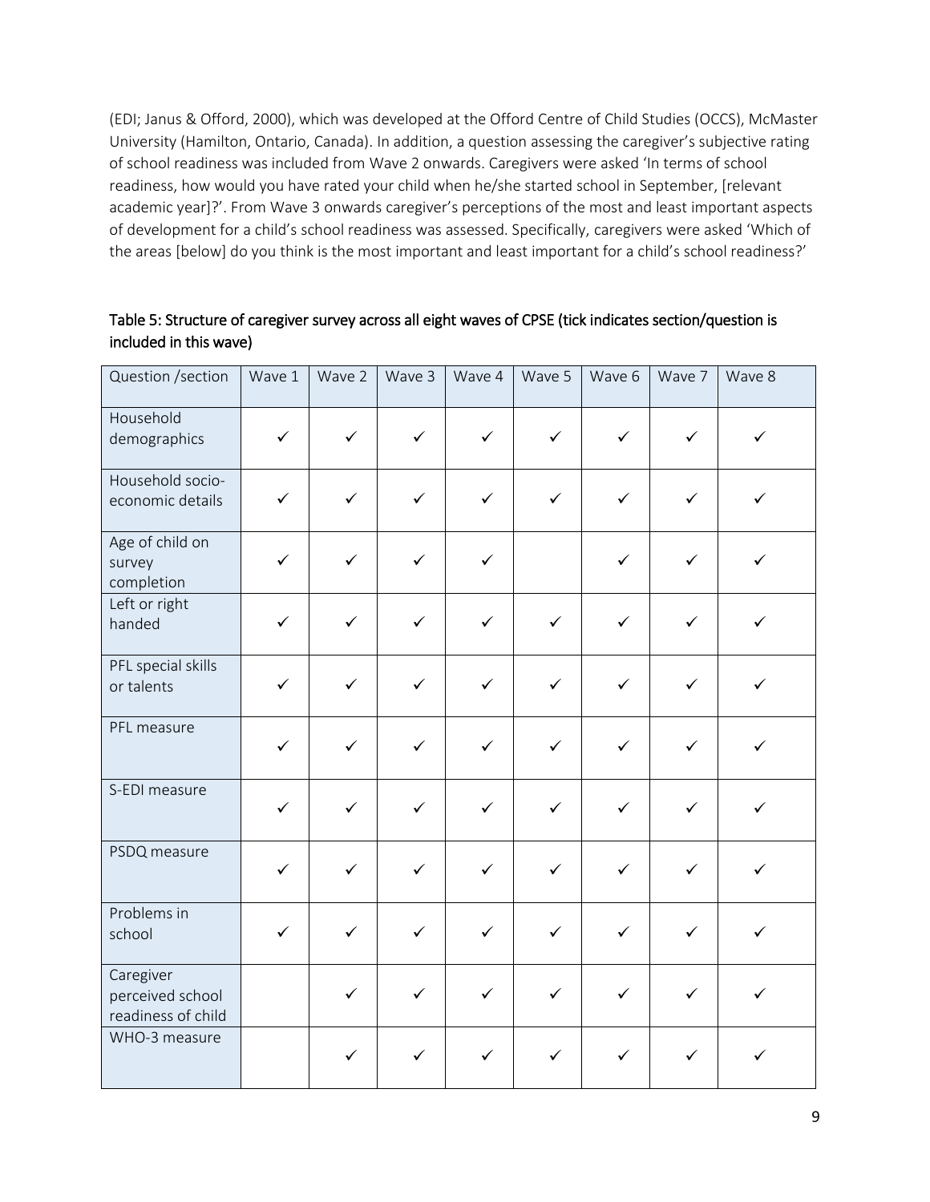(EDI; Janus & Offord, 2000), which was developed at the Offord Centre of Child Studies (OCCS), McMaster University (Hamilton, Ontario, Canada). In addition, a question assessing the caregiver's subjective rating of school readiness was included from Wave 2 onwards. Caregivers were asked 'In terms of school readiness, how would you have rated your child when he/she started school in September, [relevant academic year]?'. From Wave 3 onwards caregiver's perceptions of the most and least important aspects of development for a child's school readiness was assessed. Specifically, caregivers were asked 'Which of the areas [below] do you think is the most important and least important for a child's school readiness?'

Table 5: Structure of caregiver survey across all eight waves of CPSE (tick indicates section/question is included in this wave)

| Question /section | Wave 1 | Wave 2 | Wave 3 | Wave 4 | Wave 5 | Wave 6 | Wave 7 | Wave 8 |
|---|---|---|---|---|---|---|---|---|
| Household demographics | ✓ | ✓ | ✓ | ✓ | ✓ | ✓ | ✓ | ✓ |
| Household socio-economic details | ✓ | ✓ | ✓ | ✓ | ✓ | ✓ | ✓ | ✓ |
| Age of child on survey completion | ✓ | ✓ | ✓ | ✓ | | ✓ | ✓ | ✓ |
| Left or right handed | ✓ | ✓ | ✓ | ✓ | ✓ | ✓ | ✓ | ✓ |
| PFL special skills or talents | ✓ | ✓ | ✓ | ✓ | ✓ | ✓ | ✓ | ✓ |
| PFL measure | ✓ | ✓ | ✓ | ✓ | ✓ | ✓ | ✓ | ✓ |
| S-EDI measure | ✓ | ✓ | ✓ | ✓ | ✓ | ✓ | ✓ | ✓ |
| PSDQ measure | ✓ | ✓ | ✓ | ✓ | ✓ | ✓ | ✓ | ✓ |
| Problems in school | ✓ | ✓ | ✓ | ✓ | ✓ | ✓ | ✓ | ✓ |
| Caregiver perceived school readiness of child | | ✓ | ✓ | ✓ | ✓ | ✓ | ✓ | ✓ |
| WHO-3 measure | | ✓ | ✓ | ✓ | ✓ | ✓ | ✓ | ✓ |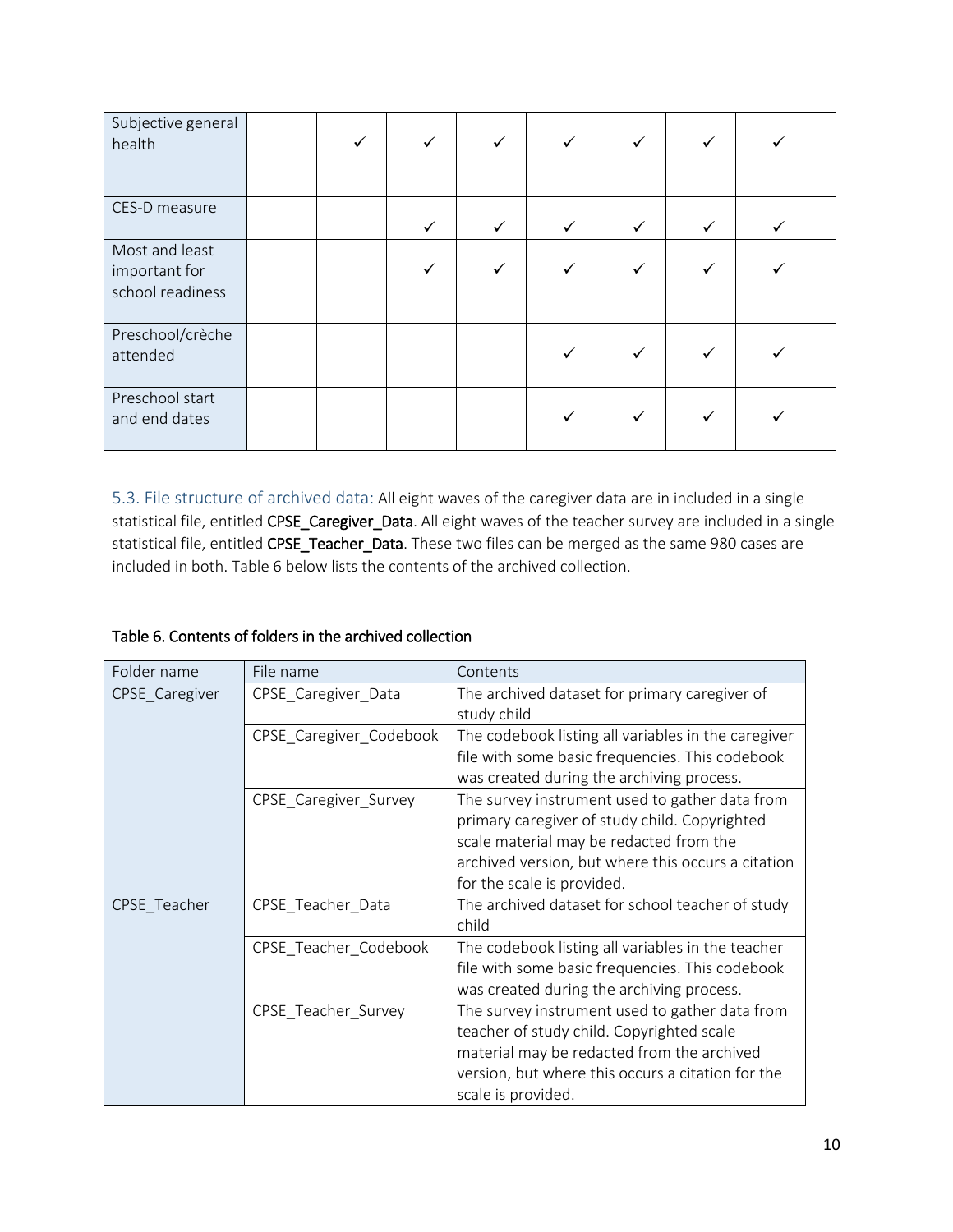| | | | | | | | | |
|---|---|---|---|---|---|---|---|---|
| Subjective general health | | ✓ | ✓ | ✓ | ✓ | ✓ | ✓ | ✓ |
| CES-D measure | | | ✓ | ✓ | ✓ | ✓ | ✓ | ✓ |
| Most and least important for school readiness | | | ✓ | ✓ | ✓ | ✓ | ✓ | ✓ |
| Preschool/crèche attended | | | | | ✓ | ✓ | ✓ | ✓ |
| Preschool start and end dates | | | | | ✓ | ✓ | ✓ | ✓ |

### 5.3. File structure of archived data:

All eight waves of the caregiver data are in included in a single statistical file, entitled **CPSE_Caregiver_Data**. All eight waves of the teacher survey are included in a single statistical file, entitled **CPSE_Teacher_Data**. These two files can be merged as the same 980 cases are included in both. Table 6 below lists the contents of the archived collection.

**Table 6. Contents of folders in the archived collection**

| Folder name | File name | Contents |
|---|---|---|
| CPSE_Caregiver | CPSE_Caregiver_Data | The archived dataset for primary caregiver of study child |
| | CPSE_Caregiver_Codebook | The codebook listing all variables in the caregiver file with some basic frequencies. This codebook was created during the archiving process. |
| | CPSE_Caregiver_Survey | The survey instrument used to gather data from primary caregiver of study child. Copyrighted scale material may be redacted from the archived version, but where this occurs a citation for the scale is provided. |
| CPSE_Teacher | CPSE_Teacher_Data | The archived dataset for school teacher of study child |
| | CPSE_Teacher_Codebook | The codebook listing all variables in the teacher file with some basic frequencies. This codebook was created during the archiving process. |
| | CPSE_Teacher_Survey | The survey instrument used to gather data from teacher of study child. Copyrighted scale material may be redacted from the archived version, but where this occurs a citation for the scale is provided. |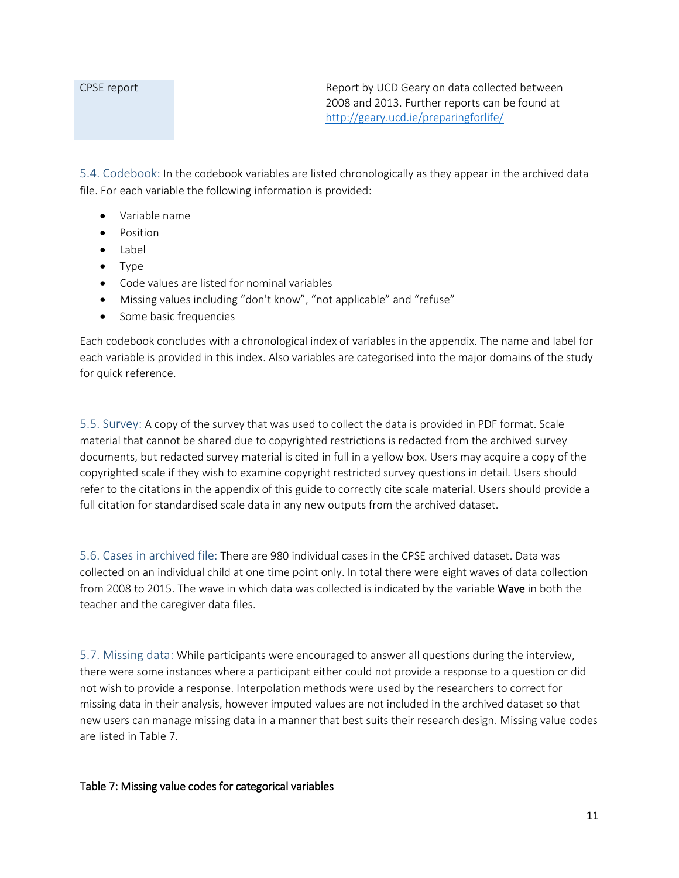| CPSE report | | Report by UCD Geary on data collected between 2008 and 2013. Further reports can be found at http://geary.ucd.ie/preparingforlife/ |
|---|---|---|

5.4. Codebook: In the codebook variables are listed chronologically as they appear in the archived data file. For each variable the following information is provided:

- Variable name
- Position
- Label
- Type
- Code values are listed for nominal variables
- Missing values including "don't know", "not applicable" and "refuse"
- Some basic frequencies

Each codebook concludes with a chronological index of variables in the appendix. The name and label for each variable is provided in this index. Also variables are categorised into the major domains of the study for quick reference.

5.5. Survey: A copy of the survey that was used to collect the data is provided in PDF format. Scale material that cannot be shared due to copyrighted restrictions is redacted from the archived survey documents, but redacted survey material is cited in full in a yellow box. Users may acquire a copy of the copyrighted scale if they wish to examine copyright restricted survey questions in detail. Users should refer to the citations in the appendix of this guide to correctly cite scale material. Users should provide a full citation for standardised scale data in any new outputs from the archived dataset.

5.6. Cases in archived file: There are 980 individual cases in the CPSE archived dataset. Data was collected on an individual child at one time point only. In total there were eight waves of data collection from 2008 to 2015. The wave in which data was collected is indicated by the variable **Wave** in both the teacher and the caregiver data files.

5.7. Missing data: While participants were encouraged to answer all questions during the interview, there were some instances where a participant either could not provide a response to a question or did not wish to provide a response. Interpolation methods were used by the researchers to correct for missing data in their analysis, however imputed values are not included in the archived dataset so that new users can manage missing data in a manner that best suits their research design. Missing value codes are listed in Table 7.

**Table 7: Missing value codes for categorical variables**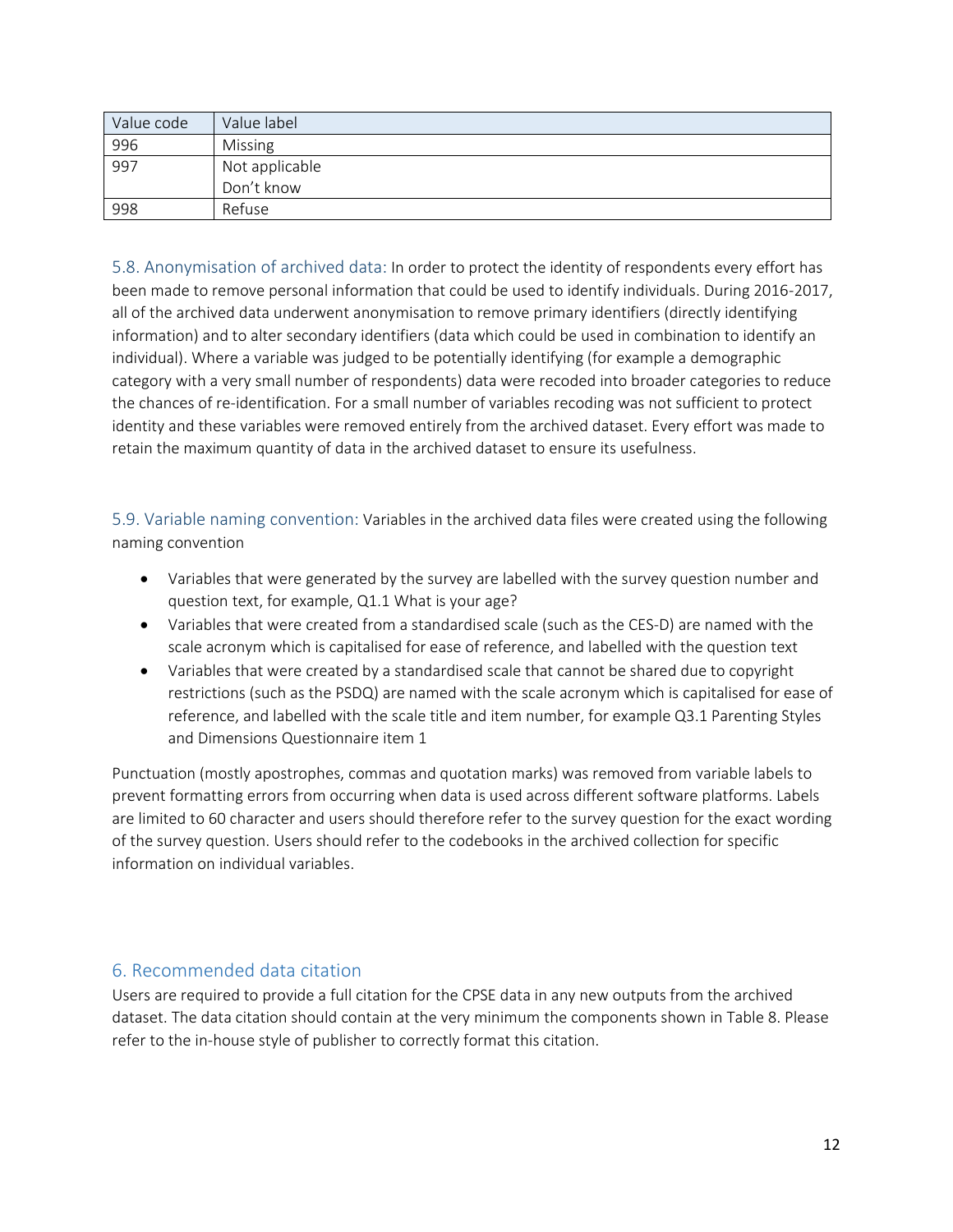| Value code | Value label |
|---|---|
| 996 | Missing |
| 997 | Not applicable<br>Don't know |
| 998 | Refuse |

5.8. Anonymisation of archived data: In order to protect the identity of respondents every effort has been made to remove personal information that could be used to identify individuals. During 2016-2017, all of the archived data underwent anonymisation to remove primary identifiers (directly identifying information) and to alter secondary identifiers (data which could be used in combination to identify an individual). Where a variable was judged to be potentially identifying (for example a demographic category with a very small number of respondents) data were recoded into broader categories to reduce the chances of re-identification. For a small number of variables recoding was not sufficient to protect identity and these variables were removed entirely from the archived dataset. Every effort was made to retain the maximum quantity of data in the archived dataset to ensure its usefulness.

5.9. Variable naming convention: Variables in the archived data files were created using the following naming convention

- Variables that were generated by the survey are labelled with the survey question number and question text, for example, Q1.1 What is your age?
- Variables that were created from a standardised scale (such as the CES-D) are named with the scale acronym which is capitalised for ease of reference, and labelled with the question text
- Variables that were created by a standardised scale that cannot be shared due to copyright restrictions (such as the PSDQ) are named with the scale acronym which is capitalised for ease of reference, and labelled with the scale title and item number, for example Q3.1 Parenting Styles and Dimensions Questionnaire item 1

Punctuation (mostly apostrophes, commas and quotation marks) was removed from variable labels to prevent formatting errors from occurring when data is used across different software platforms. Labels are limited to 60 character and users should therefore refer to the survey question for the exact wording of the survey question. Users should refer to the codebooks in the archived collection for specific information on individual variables.

## 6. Recommended data citation

Users are required to provide a full citation for the CPSE data in any new outputs from the archived dataset. The data citation should contain at the very minimum the components shown in Table 8. Please refer to the in-house style of publisher to correctly format this citation.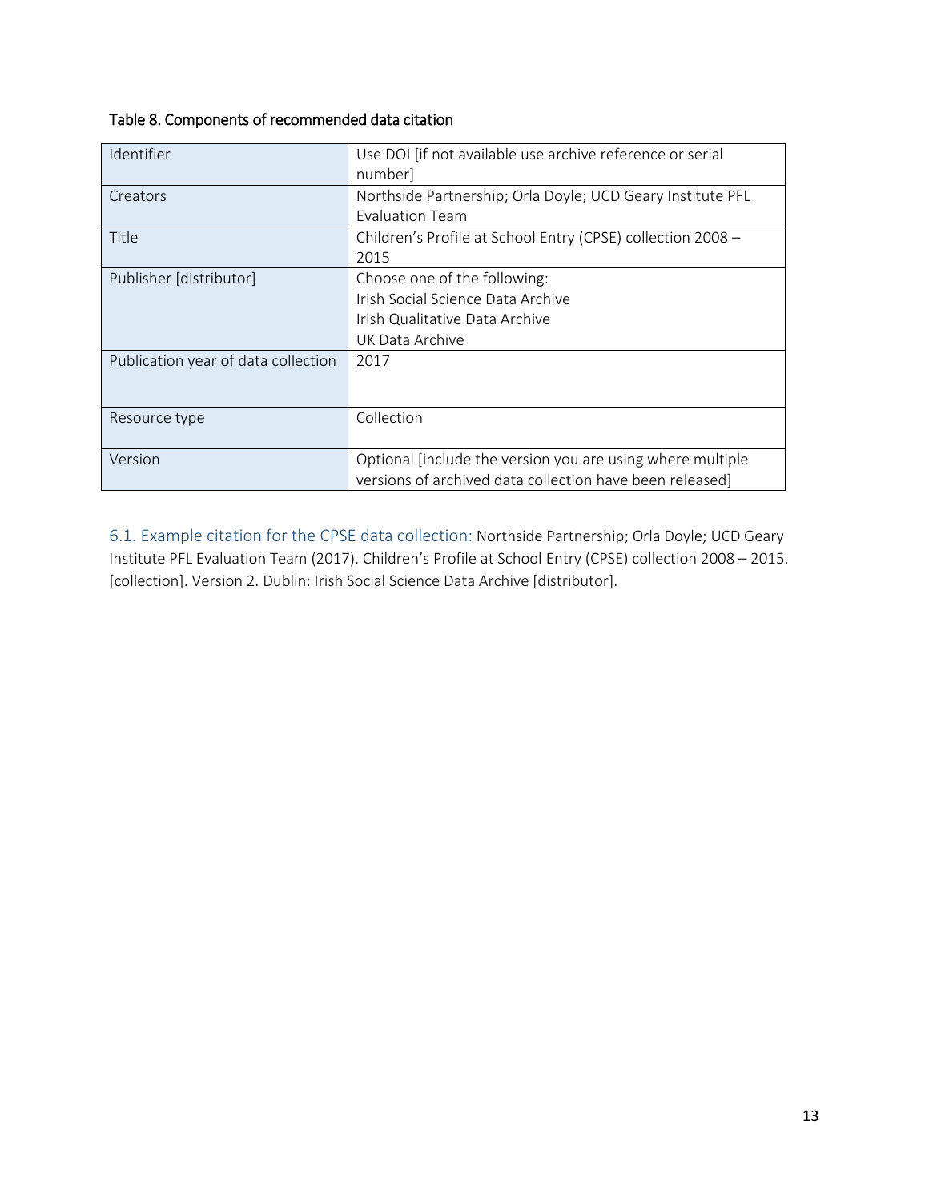Table 8. Components of recommended data citation

| | |
|---|---|
| Identifier | Use DOI [if not available use archive reference or serial number] |
| Creators | Northside Partnership; Orla Doyle; UCD Geary Institute PFL Evaluation Team |
| Title | Children's Profile at School Entry (CPSE) collection 2008 – 2015 |
| Publisher [distributor] | Choose one of the following:<br>Irish Social Science Data Archive<br>Irish Qualitative Data Archive<br>UK Data Archive |
| Publication year of data collection | 2017 |
| Resource type | Collection |
| Version | Optional [include the version you are using where multiple versions of archived data collection have been released] |

6.1. Example citation for the CPSE data collection: Northside Partnership; Orla Doyle; UCD Geary Institute PFL Evaluation Team (2017). Children's Profile at School Entry (CPSE) collection 2008 – 2015. [collection]. Version 2. Dublin: Irish Social Science Data Archive [distributor].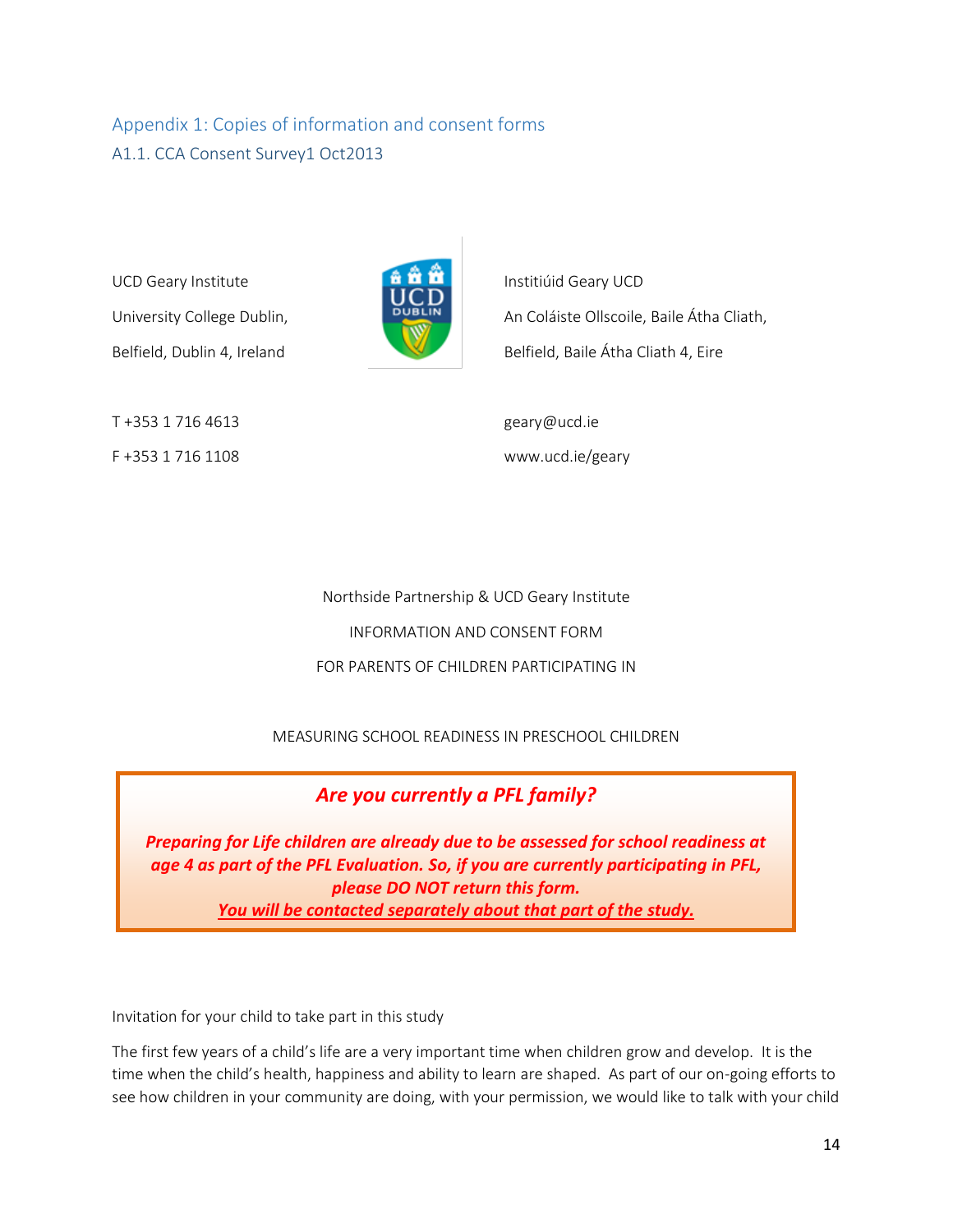## Appendix 1: Copies of information and consent forms

### A1.1. CCA Consent Survey1 Oct2013

UCD Geary Institute
University College Dublin,
Belfield, Dublin 4, Ireland

Institiúid Geary UCD
An Coláiste Ollscoile, Baile Átha Cliath,
Belfield, Baile Átha Cliath 4, Eire

T +353 1 716 4613
F +353 1 716 1108

geary@ucd.ie
www.ucd.ie/geary

Northside Partnership & UCD Geary Institute

INFORMATION AND CONSENT FORM

FOR PARENTS OF CHILDREN PARTICIPATING IN

MEASURING SCHOOL READINESS IN PRESCHOOL CHILDREN

***Are you currently a PFL family?***

***Preparing for Life children are already due to be assessed for school readiness at age 4 as part of the PFL Evaluation. So, if you are currently participating in PFL, please DO NOT return this form.***
***<u>You will be contacted separately about that part of the study.</u>***

Invitation for your child to take part in this study

The first few years of a child's life are a very important time when children grow and develop. It is the time when the child's health, happiness and ability to learn are shaped. As part of our on-going efforts to see how children in your community are doing, with your permission, we would like to talk with your child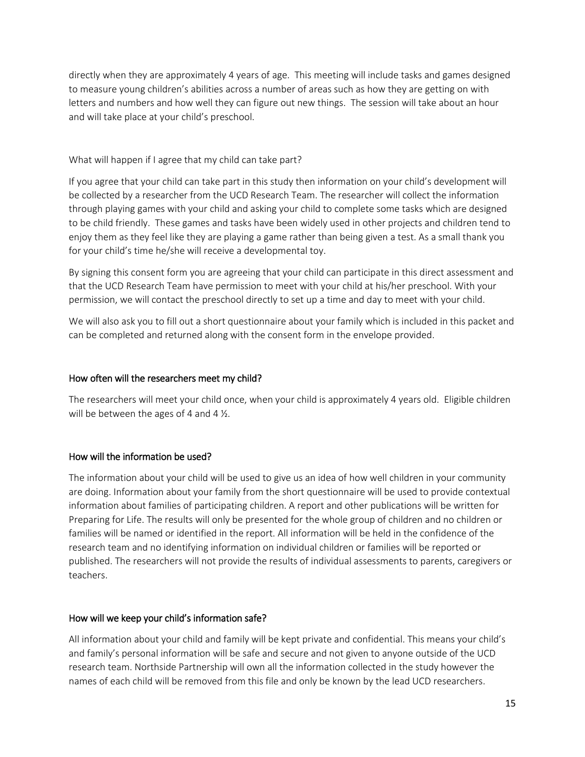directly when they are approximately 4 years of age. This meeting will include tasks and games designed to measure young children's abilities across a number of areas such as how they are getting on with letters and numbers and how well they can figure out new things. The session will take about an hour and will take place at your child's preschool.

What will happen if I agree that my child can take part?

If you agree that your child can take part in this study then information on your child's development will be collected by a researcher from the UCD Research Team. The researcher will collect the information through playing games with your child and asking your child to complete some tasks which are designed to be child friendly. These games and tasks have been widely used in other projects and children tend to enjoy them as they feel like they are playing a game rather than being given a test. As a small thank you for your child's time he/she will receive a developmental toy.

By signing this consent form you are agreeing that your child can participate in this direct assessment and that the UCD Research Team have permission to meet with your child at his/her preschool. With your permission, we will contact the preschool directly to set up a time and day to meet with your child.

We will also ask you to fill out a short questionnaire about your family which is included in this packet and can be completed and returned along with the consent form in the envelope provided.

### How often will the researchers meet my child?

The researchers will meet your child once, when your child is approximately 4 years old. Eligible children will be between the ages of 4 and 4 ½.

### How will the information be used?

The information about your child will be used to give us an idea of how well children in your community are doing. Information about your family from the short questionnaire will be used to provide contextual information about families of participating children. A report and other publications will be written for Preparing for Life. The results will only be presented for the whole group of children and no children or families will be named or identified in the report. All information will be held in the confidence of the research team and no identifying information on individual children or families will be reported or published. The researchers will not provide the results of individual assessments to parents, caregivers or teachers.

### How will we keep your child's information safe?

All information about your child and family will be kept private and confidential. This means your child's and family's personal information will be safe and secure and not given to anyone outside of the UCD research team. Northside Partnership will own all the information collected in the study however the names of each child will be removed from this file and only be known by the lead UCD researchers.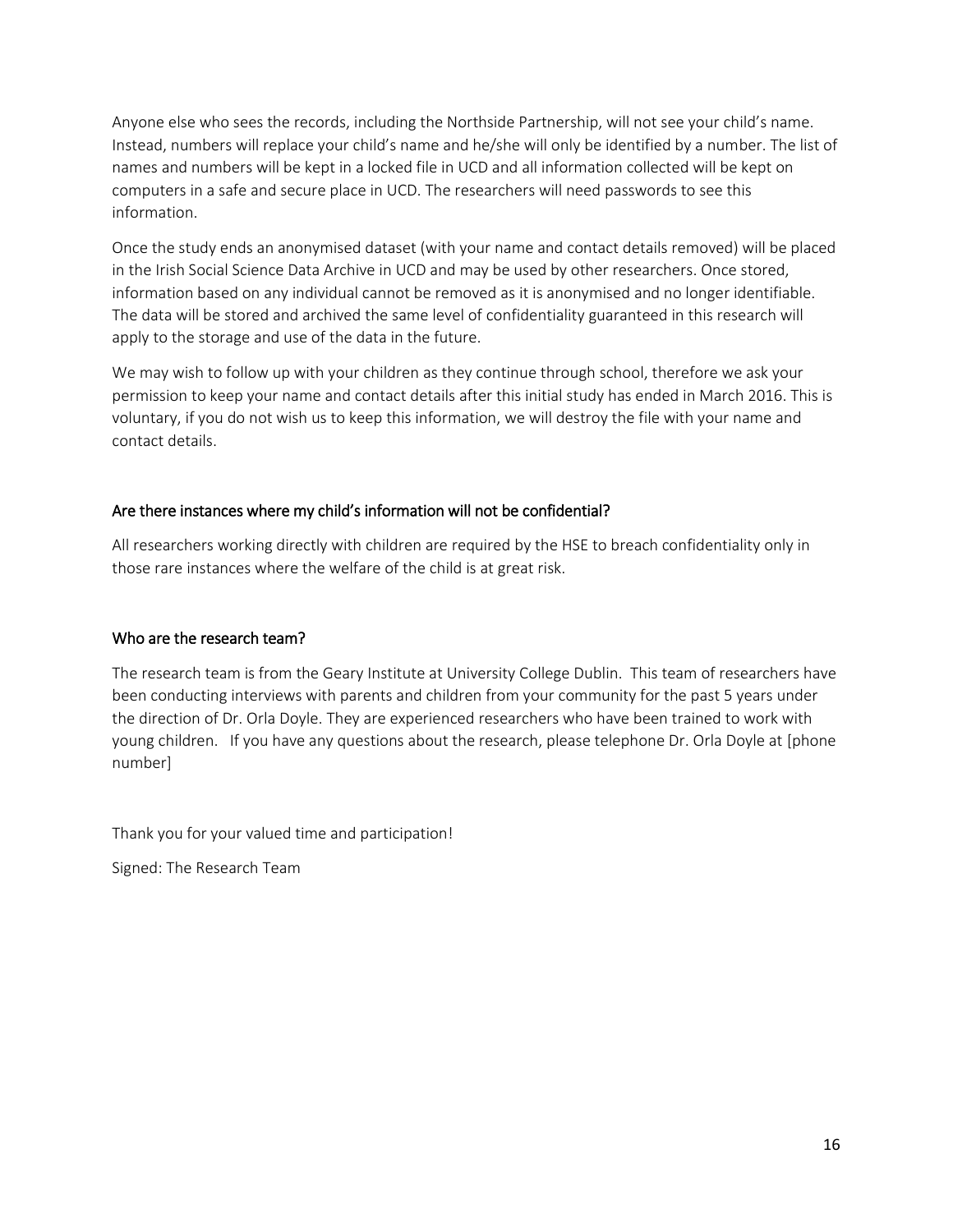Anyone else who sees the records, including the Northside Partnership, will not see your child's name. Instead, numbers will replace your child's name and he/she will only be identified by a number. The list of names and numbers will be kept in a locked file in UCD and all information collected will be kept on computers in a safe and secure place in UCD. The researchers will need passwords to see this information.

Once the study ends an anonymised dataset (with your name and contact details removed) will be placed in the Irish Social Science Data Archive in UCD and may be used by other researchers. Once stored, information based on any individual cannot be removed as it is anonymised and no longer identifiable. The data will be stored and archived the same level of confidentiality guaranteed in this research will apply to the storage and use of the data in the future.

We may wish to follow up with your children as they continue through school, therefore we ask your permission to keep your name and contact details after this initial study has ended in March 2016. This is voluntary, if you do not wish us to keep this information, we will destroy the file with your name and contact details.

## Are there instances where my child's information will not be confidential?

All researchers working directly with children are required by the HSE to breach confidentiality only in those rare instances where the welfare of the child is at great risk.

## Who are the research team?

The research team is from the Geary Institute at University College Dublin. This team of researchers have been conducting interviews with parents and children from your community for the past 5 years under the direction of Dr. Orla Doyle. They are experienced researchers who have been trained to work with young children. If you have any questions about the research, please telephone Dr. Orla Doyle at [phone number]

Thank you for your valued time and participation!

Signed: The Research Team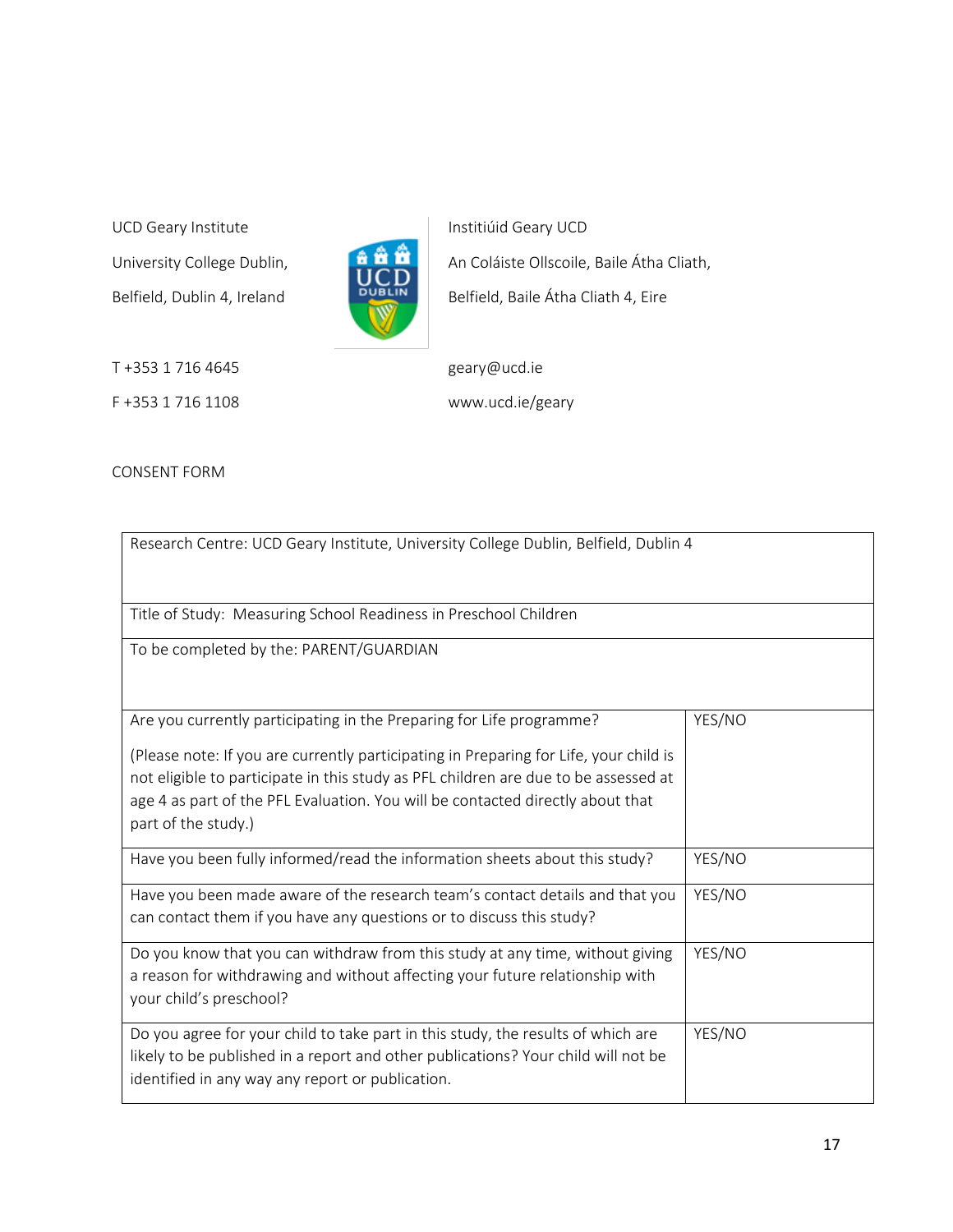UCD Geary Institute
University College Dublin,
Belfield, Dublin 4, Ireland

Institiúid Geary UCD
An Coláiste Ollscoile, Baile Átha Cliath,
Belfield, Baile Átha Cliath 4, Eire

T +353 1 716 4645
F +353 1 716 1108

geary@ucd.ie
www.ucd.ie/geary

CONSENT FORM

| Research Centre: UCD Geary Institute, University College Dublin, Belfield, Dublin 4 | |
|---|---|
| Title of Study: Measuring School Readiness in Preschool Children | |
| To be completed by the: PARENT/GUARDIAN | |
| Are you currently participating in the Preparing for Life programme?<br><br>(Please note: If you are currently participating in Preparing for Life, your child is not eligible to participate in this study as PFL children are due to be assessed at age 4 as part of the PFL Evaluation. You will be contacted directly about that part of the study.) | YES/NO |
| Have you been fully informed/read the information sheets about this study? | YES/NO |
| Have you been made aware of the research team's contact details and that you can contact them if you have any questions or to discuss this study? | YES/NO |
| Do you know that you can withdraw from this study at any time, without giving a reason for withdrawing and without affecting your future relationship with your child's preschool? | YES/NO |
| Do you agree for your child to take part in this study, the results of which are likely to be published in a report and other publications? Your child will not be identified in any way any report or publication. | YES/NO |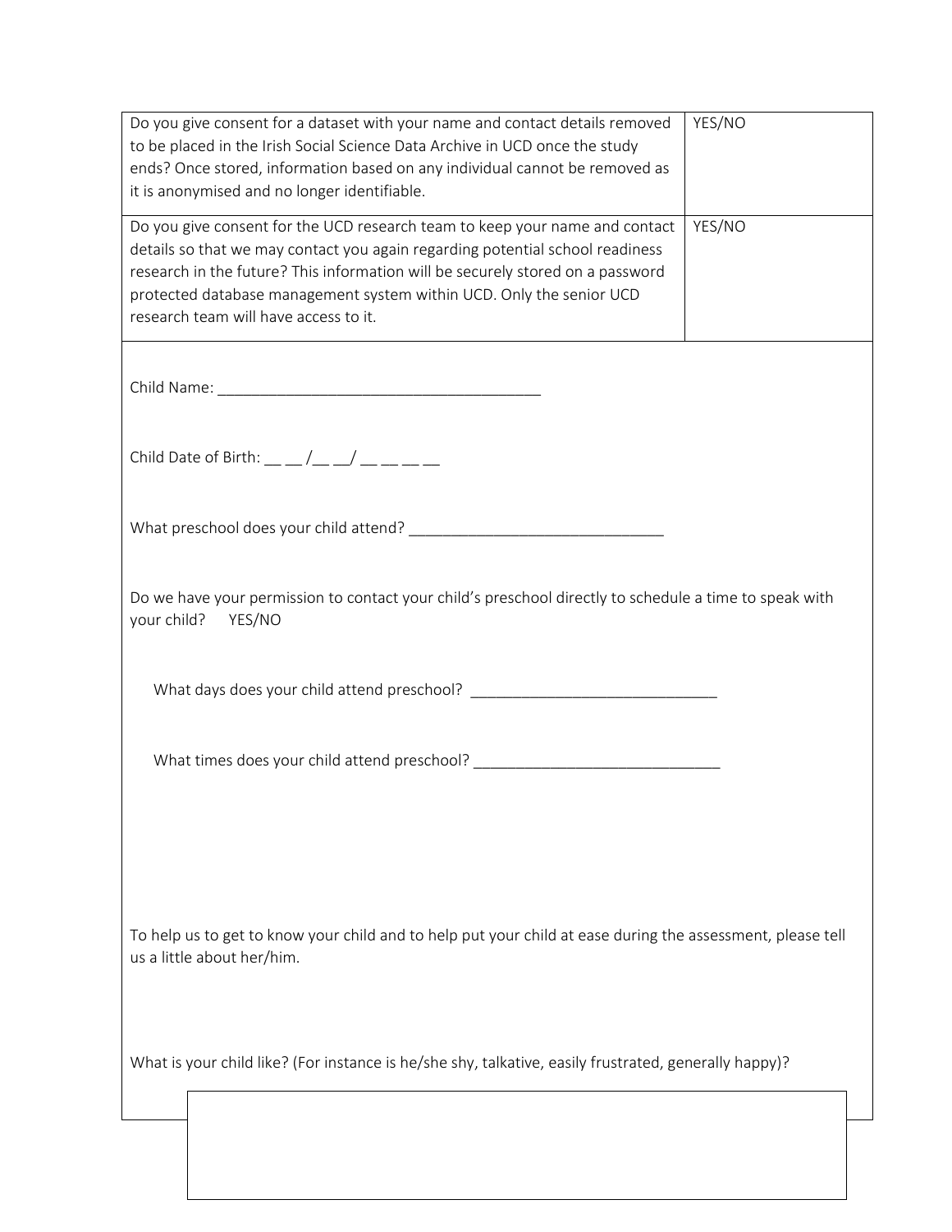| | |
|---|---|
| Do you give consent for a dataset with your name and contact details removed to be placed in the Irish Social Science Data Archive in UCD once the study ends? Once stored, information based on any individual cannot be removed as it is anonymised and no longer identifiable. | YES/NO |
| Do you give consent for the UCD research team to keep your name and contact details so that we may contact you again regarding potential school readiness research in the future? This information will be securely stored on a password protected database management system within UCD. Only the senior UCD research team will have access to it. | YES/NO |

Child Name: ______________________________________

Child Date of Birth: __ __ /__ __/ __ __ __ __

What preschool does your child attend? _____________________________

Do we have your permission to contact your child's preschool directly to schedule a time to speak with your child? YES/NO

What days does your child attend preschool? ____________________________

What times does your child attend preschool? ____________________________

To help us to get to know your child and to help put your child at ease during the assessment, please tell us a little about her/him.

What is your child like? (For instance is he/she shy, talkative, easily frustrated, generally happy)?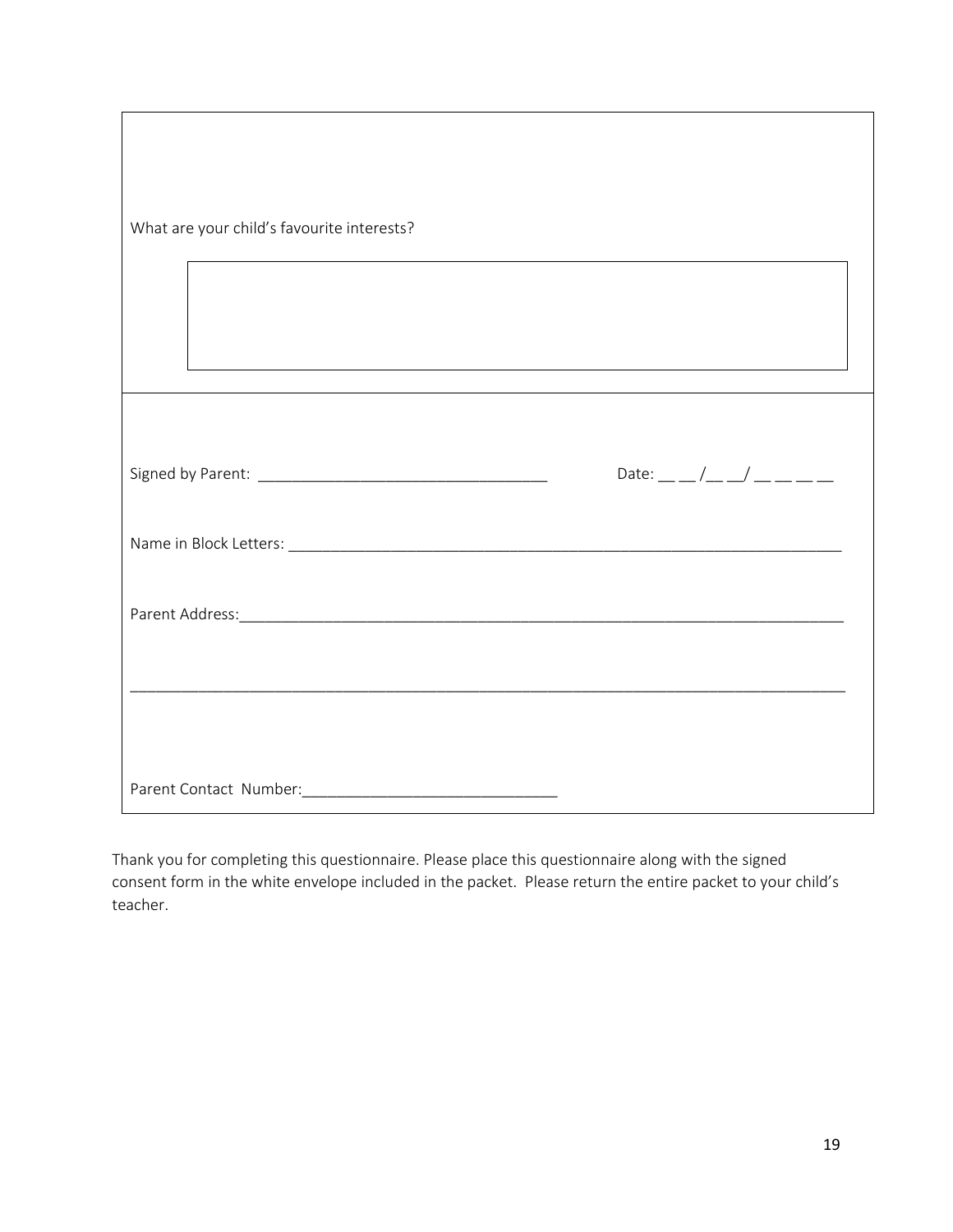What are your child's favourite interests?

Signed by Parent: ________________________________ Date: __ __ /__ __/ __ __ __ __

Name in Block Letters: ______________________________________________________________

Parent Address:_____________________________________________________________________

___________________________________________________________________________________

Parent Contact Number:____________________________

Thank you for completing this questionnaire. Please place this questionnaire along with the signed consent form in the white envelope included in the packet. Please return the entire packet to your child's teacher.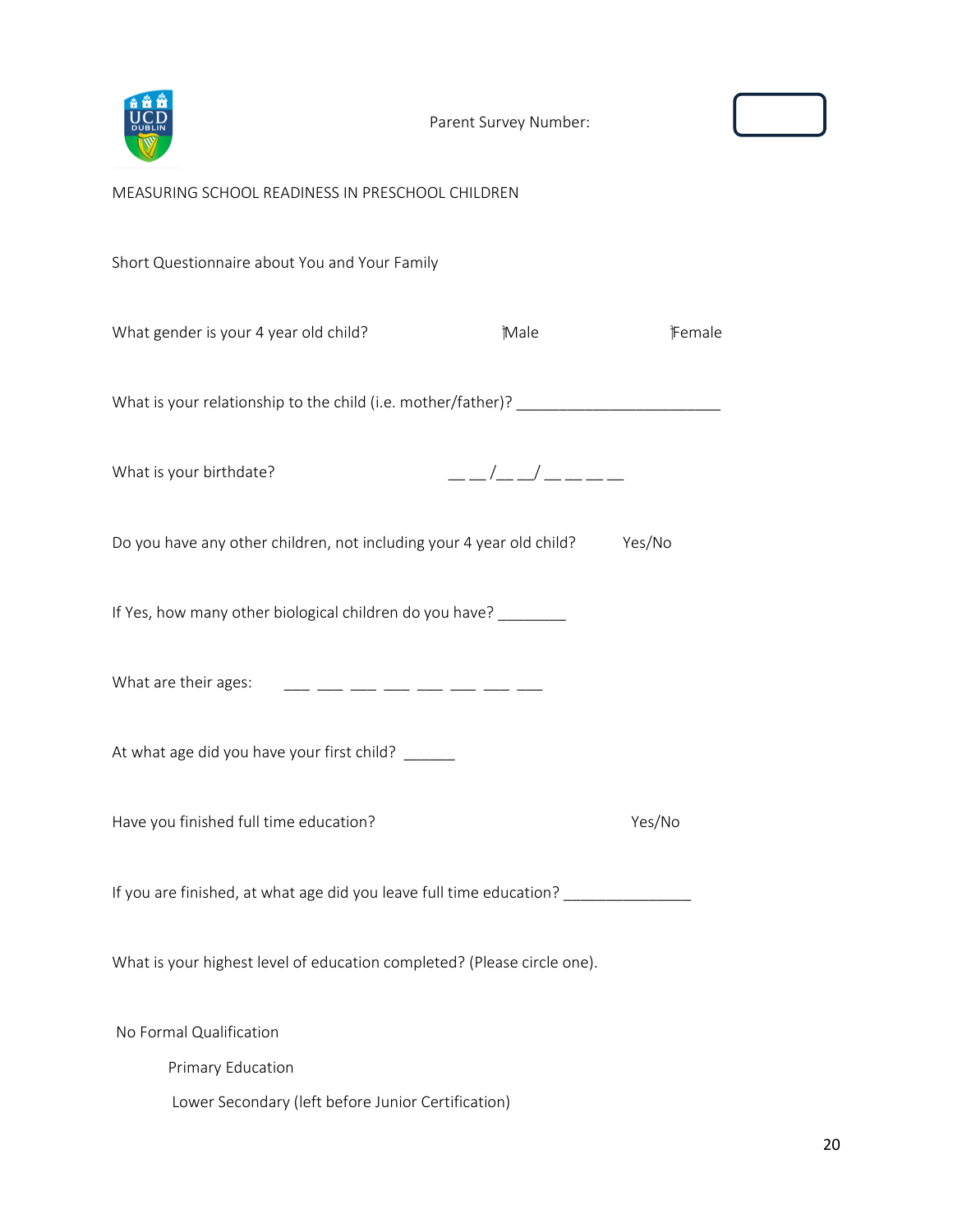Parent Survey Number: 

MEASURING SCHOOL READINESS IN PRESCHOOL CHILDREN

Short Questionnaire about You and Your Family

What gender is your 4 year old child? Male Female

What is your relationship to the child (i.e. mother/father)? ________________________

What is your birthdate? __ __/__ __/ __ __ __ __

Do you have any other children, not including your 4 year old child? Yes/No

If Yes, how many other biological children do you have? ________

What are their ages: ___ ___ ___ ___ ___ ___ ___ ___

At what age did you have your first child? ______

Have you finished full time education? Yes/No

If you are finished, at what age did you leave full time education? _______________

What is your highest level of education completed? (Please circle one).

No Formal Qualification

Primary Education

Lower Secondary (left before Junior Certification)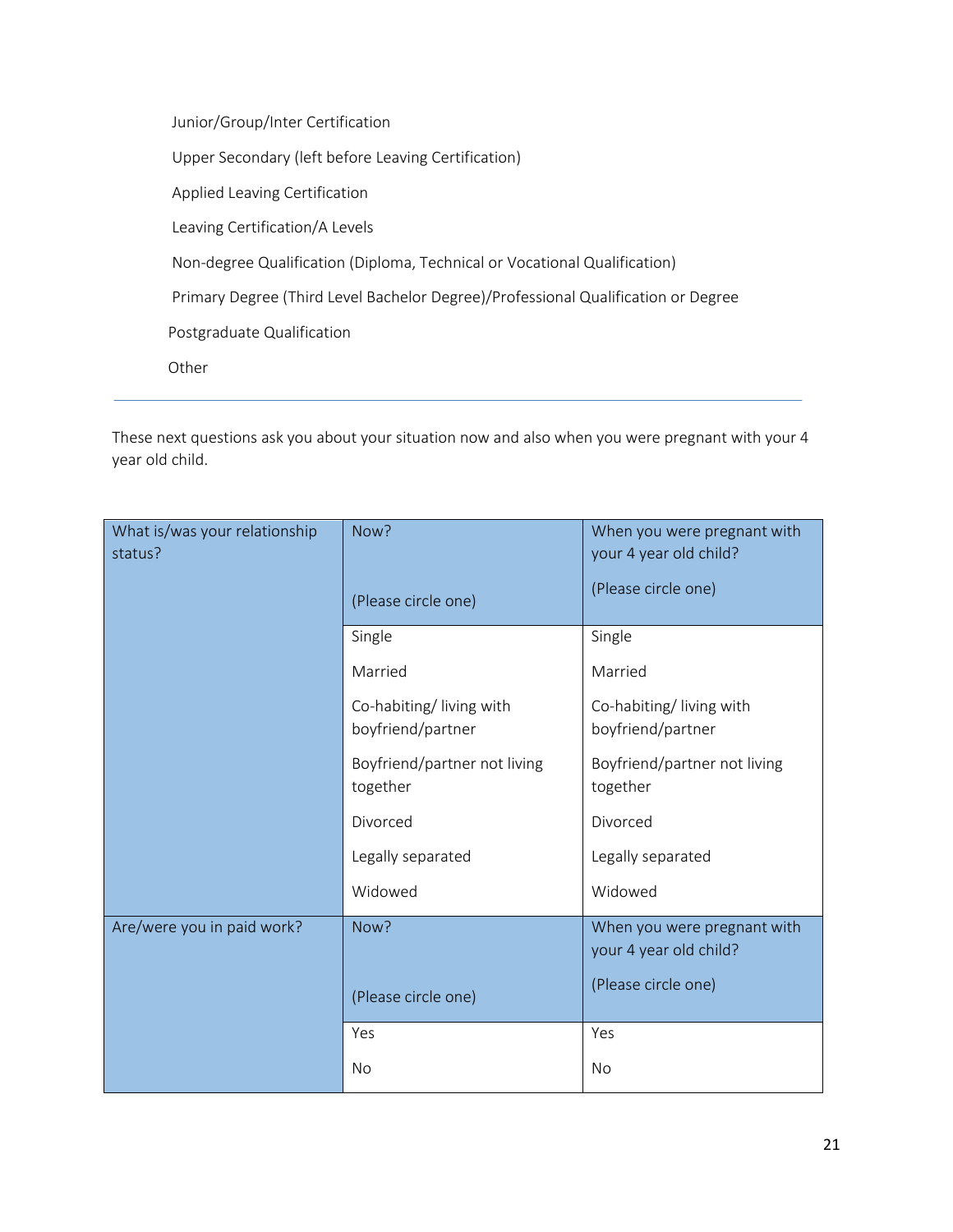Junior/Group/Inter Certification

Upper Secondary (left before Leaving Certification)

Applied Leaving Certification

Leaving Certification/A Levels

Non-degree Qualification (Diploma, Technical or Vocational Qualification)

Primary Degree (Third Level Bachelor Degree)/Professional Qualification or Degree

Postgraduate Qualification

Other

---

These next questions ask you about your situation now and also when you were pregnant with your 4 year old child.

| What is/was your relationship status? | Now? (Please circle one) | When you were pregnant with your 4 year old child? (Please circle one) |
|---|---|---|
| | Single | Single |
| | Married | Married |
| | Co-habiting/ living with boyfriend/partner | Co-habiting/ living with boyfriend/partner |
| | Boyfriend/partner not living together | Boyfriend/partner not living together |
| | Divorced | Divorced |
| | Legally separated | Legally separated |
| | Widowed | Widowed |
| **Are/were you in paid work?** | **Now? (Please circle one)** | **When you were pregnant with your 4 year old child? (Please circle one)** |
| | Yes | Yes |
| | No | No |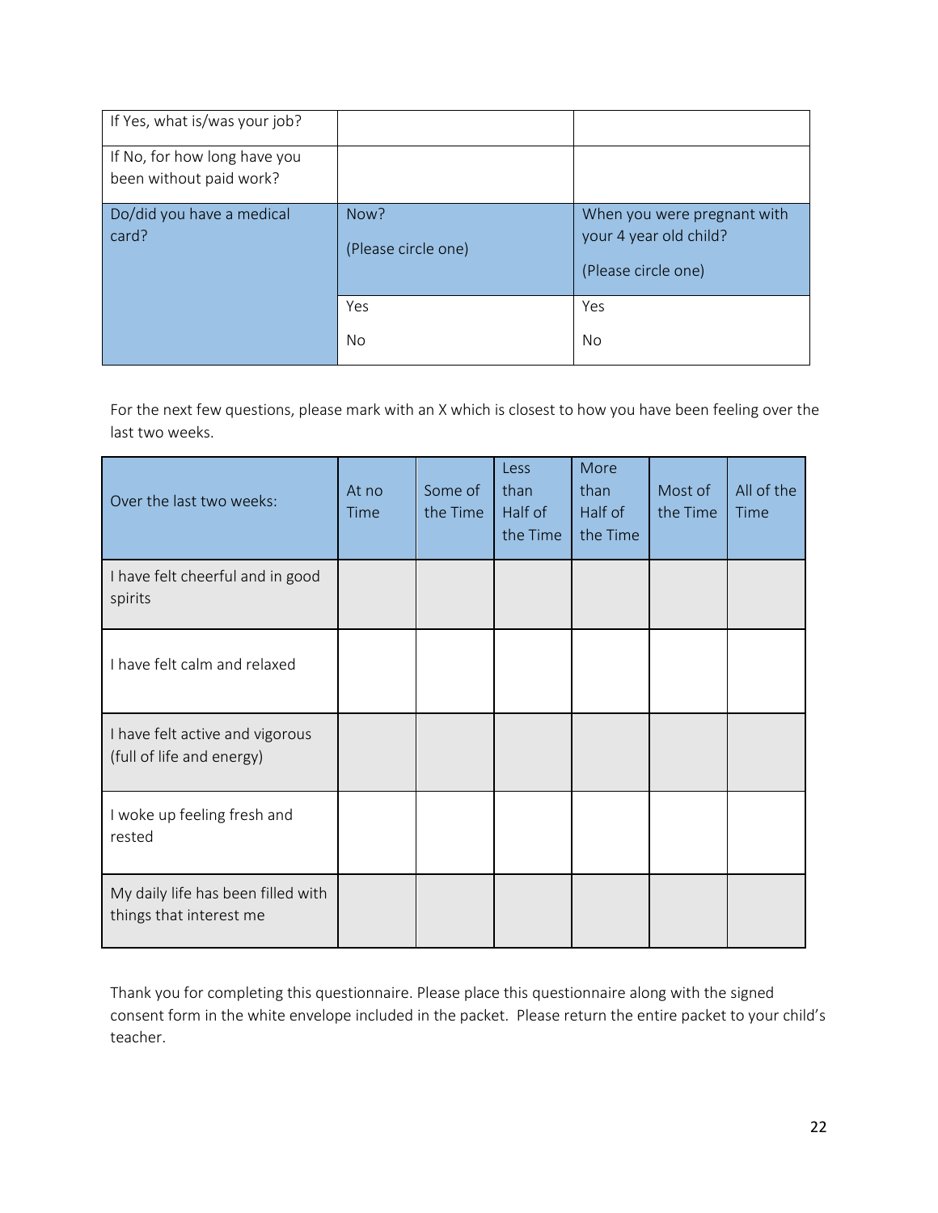| If Yes, what is/was your job? | | |
| --- | --- | --- |
| If No, for how long have you been without paid work? | | |
| Do/did you have a medical card? | Now?<br><br>(Please circle one) | When you were pregnant with your 4 year old child?<br><br>(Please circle one) |
| | Yes<br><br>No | Yes<br><br>No |

For the next few questions, please mark with an X which is closest to how you have been feeling over the last two weeks.

| Over the last two weeks: | At no Time | Some of the Time | Less than Half of the Time | More than Half of the Time | Most of the Time | All of the Time |
| --- | --- | --- | --- | --- | --- | --- |
| I have felt cheerful and in good spirits | | | | | | |
| I have felt calm and relaxed | | | | | | |
| I have felt active and vigorous (full of life and energy) | | | | | | |
| I woke up feeling fresh and rested | | | | | | |
| My daily life has been filled with things that interest me | | | | | | |

Thank you for completing this questionnaire. Please place this questionnaire along with the signed consent form in the white envelope included in the packet. Please return the entire packet to your child's teacher.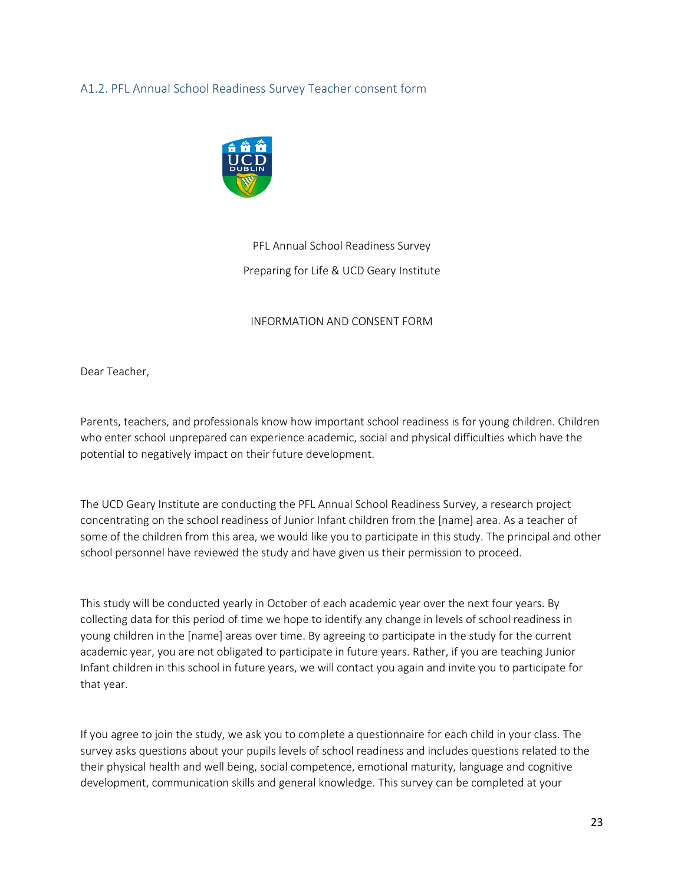## A1.2. PFL Annual School Readiness Survey Teacher consent form

PFL Annual School Readiness Survey

Preparing for Life & UCD Geary Institute

INFORMATION AND CONSENT FORM

Dear Teacher,

Parents, teachers, and professionals know how important school readiness is for young children. Children who enter school unprepared can experience academic, social and physical difficulties which have the potential to negatively impact on their future development.

The UCD Geary Institute are conducting the PFL Annual School Readiness Survey, a research project concentrating on the school readiness of Junior Infant children from the [name] area. As a teacher of some of the children from this area, we would like you to participate in this study. The principal and other school personnel have reviewed the study and have given us their permission to proceed.

This study will be conducted yearly in October of each academic year over the next four years. By collecting data for this period of time we hope to identify any change in levels of school readiness in young children in the [name] areas over time. By agreeing to participate in the study for the current academic year, you are not obligated to participate in future years. Rather, if you are teaching Junior Infant children in this school in future years, we will contact you again and invite you to participate for that year.

If you agree to join the study, we ask you to complete a questionnaire for each child in your class. The survey asks questions about your pupils levels of school readiness and includes questions related to the their physical health and well being, social competence, emotional maturity, language and cognitive development, communication skills and general knowledge. This survey can be completed at your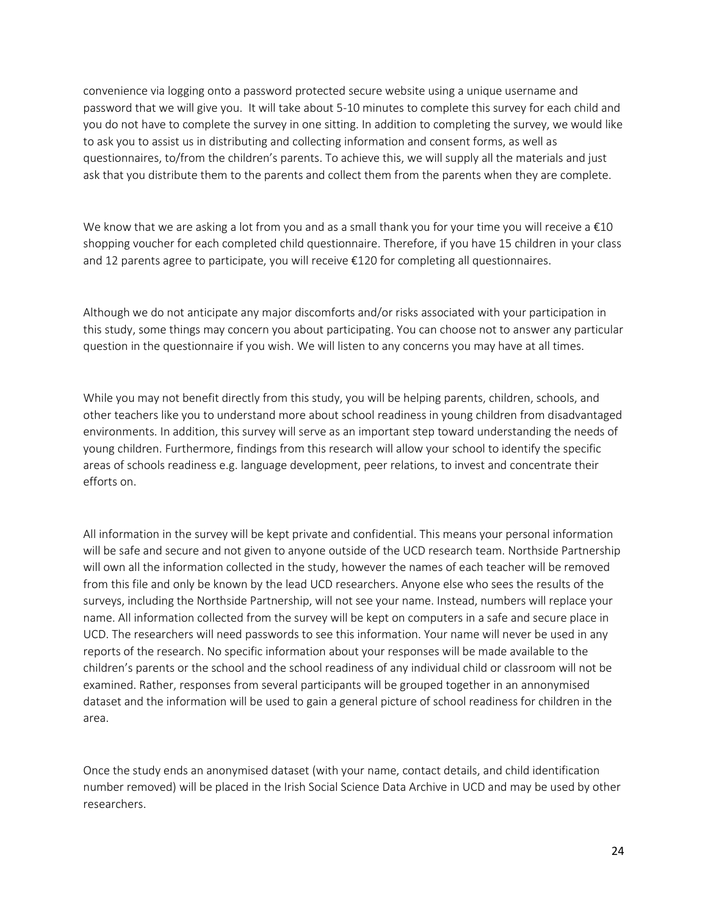convenience via logging onto a password protected secure website using a unique username and password that we will give you. It will take about 5-10 minutes to complete this survey for each child and you do not have to complete the survey in one sitting. In addition to completing the survey, we would like to ask you to assist us in distributing and collecting information and consent forms, as well as questionnaires, to/from the children's parents. To achieve this, we will supply all the materials and just ask that you distribute them to the parents and collect them from the parents when they are complete.

We know that we are asking a lot from you and as a small thank you for your time you will receive a €10 shopping voucher for each completed child questionnaire. Therefore, if you have 15 children in your class and 12 parents agree to participate, you will receive €120 for completing all questionnaires.

Although we do not anticipate any major discomforts and/or risks associated with your participation in this study, some things may concern you about participating. You can choose not to answer any particular question in the questionnaire if you wish. We will listen to any concerns you may have at all times.

While you may not benefit directly from this study, you will be helping parents, children, schools, and other teachers like you to understand more about school readiness in young children from disadvantaged environments. In addition, this survey will serve as an important step toward understanding the needs of young children. Furthermore, findings from this research will allow your school to identify the specific areas of schools readiness e.g. language development, peer relations, to invest and concentrate their efforts on.

All information in the survey will be kept private and confidential. This means your personal information will be safe and secure and not given to anyone outside of the UCD research team. Northside Partnership will own all the information collected in the study, however the names of each teacher will be removed from this file and only be known by the lead UCD researchers. Anyone else who sees the results of the surveys, including the Northside Partnership, will not see your name. Instead, numbers will replace your name. All information collected from the survey will be kept on computers in a safe and secure place in UCD. The researchers will need passwords to see this information. Your name will never be used in any reports of the research. No specific information about your responses will be made available to the children's parents or the school and the school readiness of any individual child or classroom will not be examined. Rather, responses from several participants will be grouped together in an annonymised dataset and the information will be used to gain a general picture of school readiness for children in the area.

Once the study ends an anonymised dataset (with your name, contact details, and child identification number removed) will be placed in the Irish Social Science Data Archive in UCD and may be used by other researchers.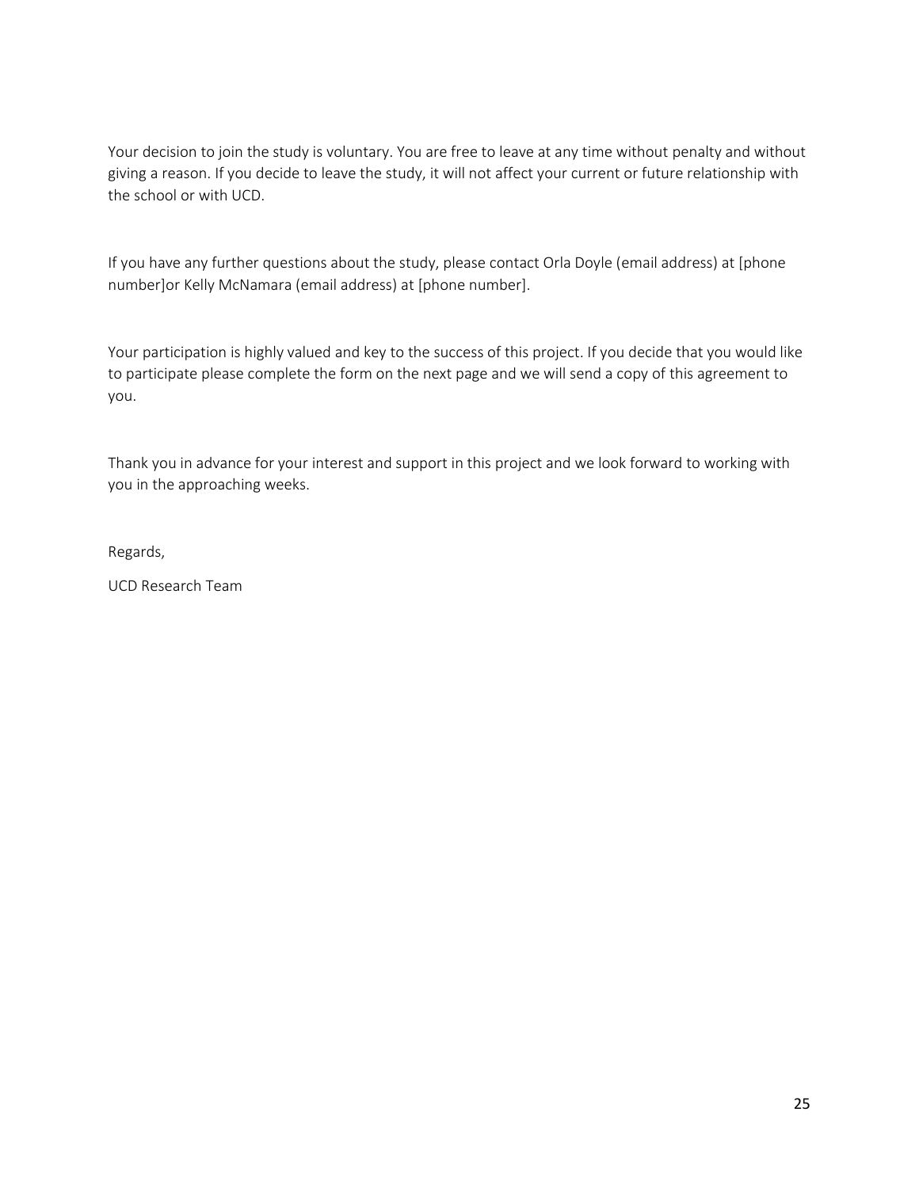Your decision to join the study is voluntary. You are free to leave at any time without penalty and without giving a reason. If you decide to leave the study, it will not affect your current or future relationship with the school or with UCD.

If you have any further questions about the study, please contact Orla Doyle (email address) at [phone number]or Kelly McNamara (email address) at [phone number].

Your participation is highly valued and key to the success of this project. If you decide that you would like to participate please complete the form on the next page and we will send a copy of this agreement to you.

Thank you in advance for your interest and support in this project and we look forward to working with you in the approaching weeks.

Regards,

UCD Research Team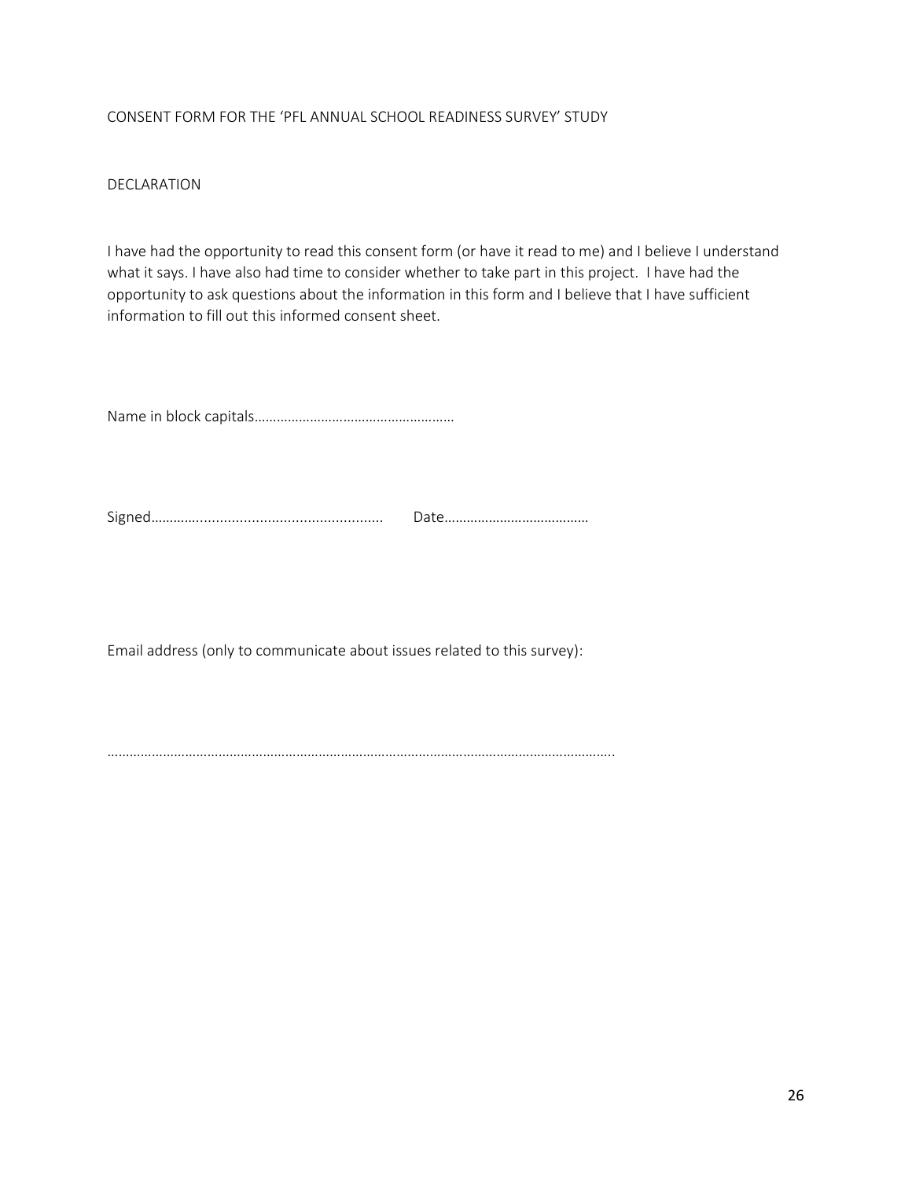CONSENT FORM FOR THE 'PFL ANNUAL SCHOOL READINESS SURVEY' STUDY

DECLARATION

I have had the opportunity to read this consent form (or have it read to me) and I believe I understand what it says. I have also had time to consider whether to take part in this project. I have had the opportunity to ask questions about the information in this form and I believe that I have sufficient information to fill out this informed consent sheet.

Name in block capitals………………………………………………

Signed………................................................ Date…………………………………

Email address (only to communicate about issues related to this survey):

…………………………………………………………………………………………………………………………..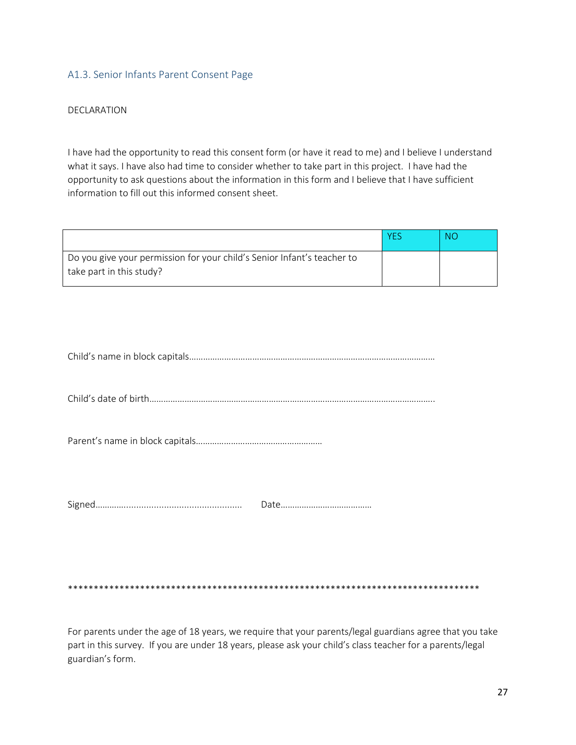### A1.3. Senior Infants Parent Consent Page

DECLARATION

I have had the opportunity to read this consent form (or have it read to me) and I believe I understand what it says. I have also had time to consider whether to take part in this project. I have had the opportunity to ask questions about the information in this form and I believe that I have sufficient information to fill out this informed consent sheet.

| | YES | NO |
|---|---|---|
| Do you give your permission for your child's Senior Infant's teacher to take part in this study? | | |

Child's name in block capitals……………………………………………………………………………………………

Child's date of birth……………………………………………………………………………………………………….

Parent's name in block capitals………………………………………………

Signed……….................................................. Date…………………………………

**********************************************************************************

For parents under the age of 18 years, we require that your parents/legal guardians agree that you take part in this survey. If you are under 18 years, please ask your child's class teacher for a parents/legal guardian's form.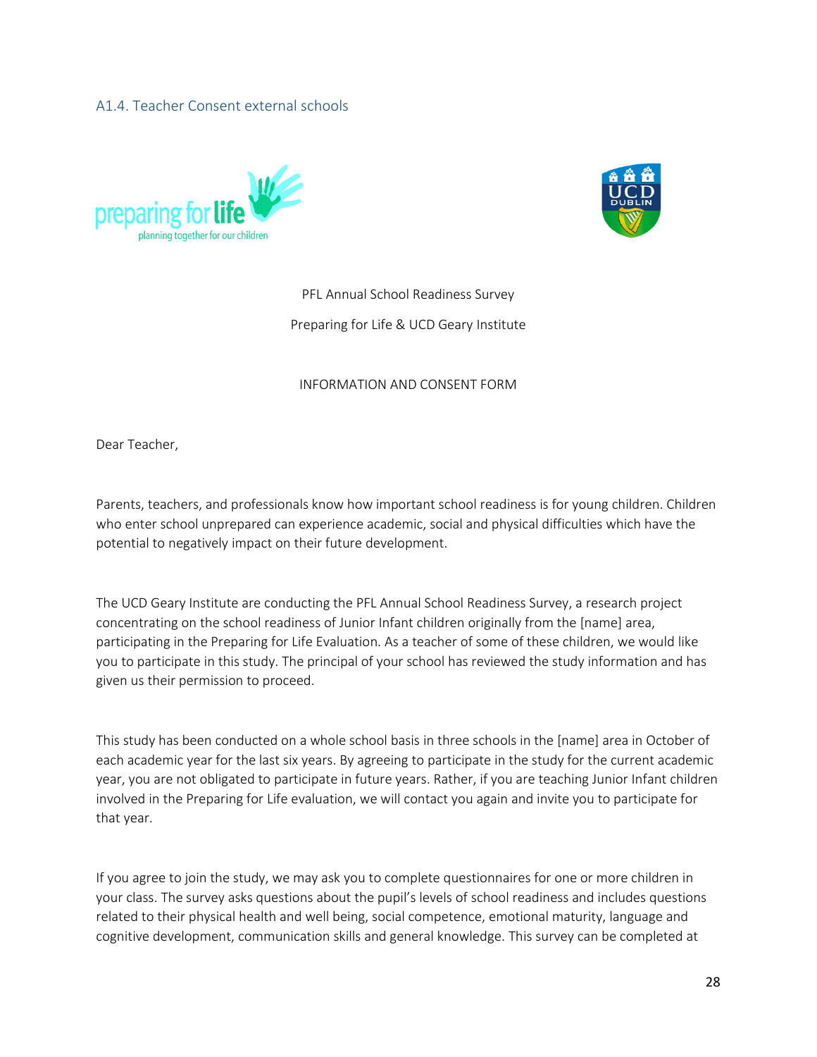## A1.4. Teacher Consent external schools

PFL Annual School Readiness Survey

Preparing for Life & UCD Geary Institute

INFORMATION AND CONSENT FORM

Dear Teacher,

Parents, teachers, and professionals know how important school readiness is for young children. Children who enter school unprepared can experience academic, social and physical difficulties which have the potential to negatively impact on their future development.

The UCD Geary Institute are conducting the PFL Annual School Readiness Survey, a research project concentrating on the school readiness of Junior Infant children originally from the [name] area, participating in the Preparing for Life Evaluation. As a teacher of some of these children, we would like you to participate in this study. The principal of your school has reviewed the study information and has given us their permission to proceed.

This study has been conducted on a whole school basis in three schools in the [name] area in October of each academic year for the last six years. By agreeing to participate in the study for the current academic year, you are not obligated to participate in future years. Rather, if you are teaching Junior Infant children involved in the Preparing for Life evaluation, we will contact you again and invite you to participate for that year.

If you agree to join the study, we may ask you to complete questionnaires for one or more children in your class. The survey asks questions about the pupil's levels of school readiness and includes questions related to their physical health and well being, social competence, emotional maturity, language and cognitive development, communication skills and general knowledge. This survey can be completed at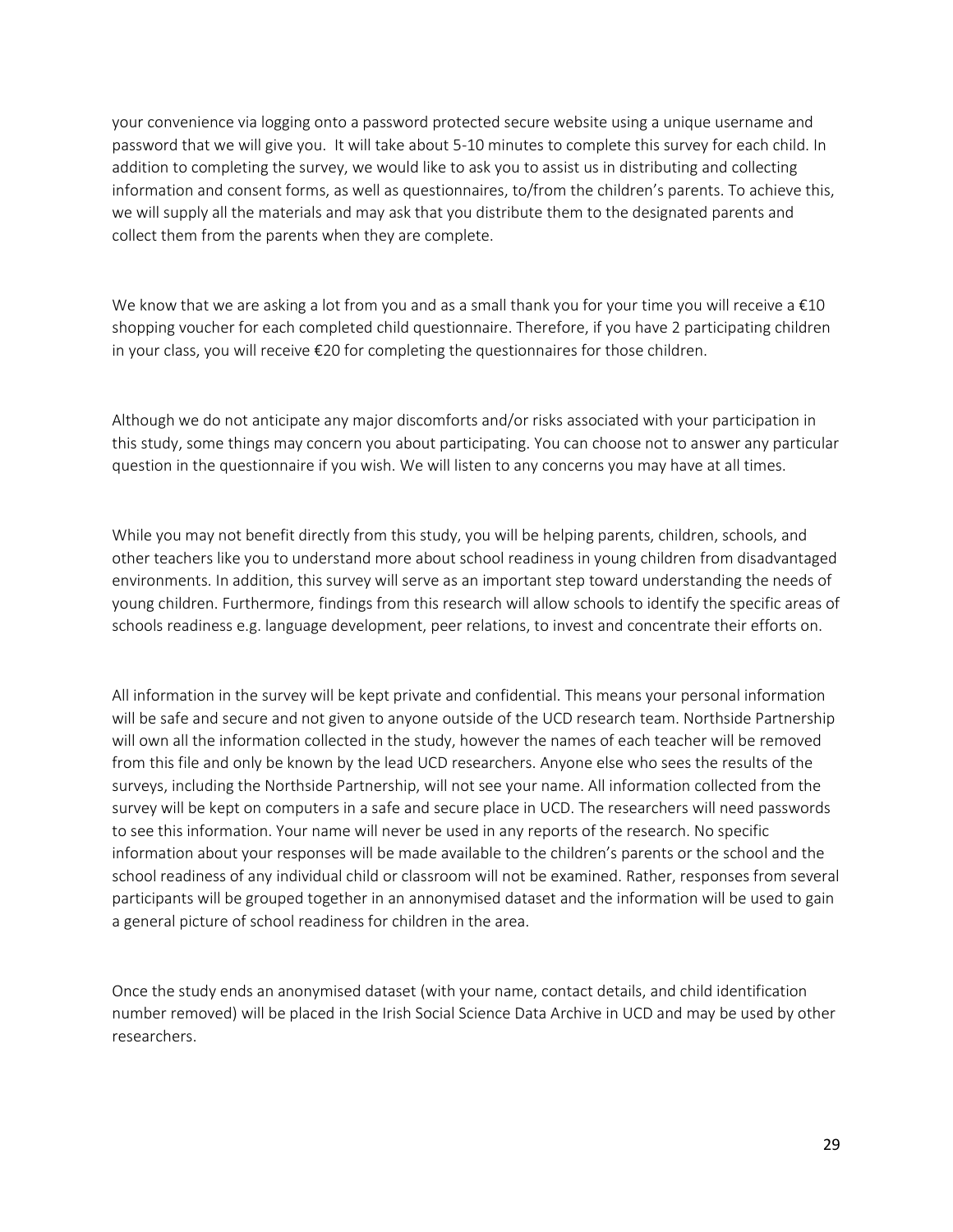your convenience via logging onto a password protected secure website using a unique username and password that we will give you. It will take about 5-10 minutes to complete this survey for each child. In addition to completing the survey, we would like to ask you to assist us in distributing and collecting information and consent forms, as well as questionnaires, to/from the children's parents. To achieve this, we will supply all the materials and may ask that you distribute them to the designated parents and collect them from the parents when they are complete.

We know that we are asking a lot from you and as a small thank you for your time you will receive a €10 shopping voucher for each completed child questionnaire. Therefore, if you have 2 participating children in your class, you will receive €20 for completing the questionnaires for those children.

Although we do not anticipate any major discomforts and/or risks associated with your participation in this study, some things may concern you about participating. You can choose not to answer any particular question in the questionnaire if you wish. We will listen to any concerns you may have at all times.

While you may not benefit directly from this study, you will be helping parents, children, schools, and other teachers like you to understand more about school readiness in young children from disadvantaged environments. In addition, this survey will serve as an important step toward understanding the needs of young children. Furthermore, findings from this research will allow schools to identify the specific areas of schools readiness e.g. language development, peer relations, to invest and concentrate their efforts on.

All information in the survey will be kept private and confidential. This means your personal information will be safe and secure and not given to anyone outside of the UCD research team. Northside Partnership will own all the information collected in the study, however the names of each teacher will be removed from this file and only be known by the lead UCD researchers. Anyone else who sees the results of the surveys, including the Northside Partnership, will not see your name. All information collected from the survey will be kept on computers in a safe and secure place in UCD. The researchers will need passwords to see this information. Your name will never be used in any reports of the research. No specific information about your responses will be made available to the children's parents or the school and the school readiness of any individual child or classroom will not be examined. Rather, responses from several participants will be grouped together in an annonymised dataset and the information will be used to gain a general picture of school readiness for children in the area.

Once the study ends an anonymised dataset (with your name, contact details, and child identification number removed) will be placed in the Irish Social Science Data Archive in UCD and may be used by other researchers.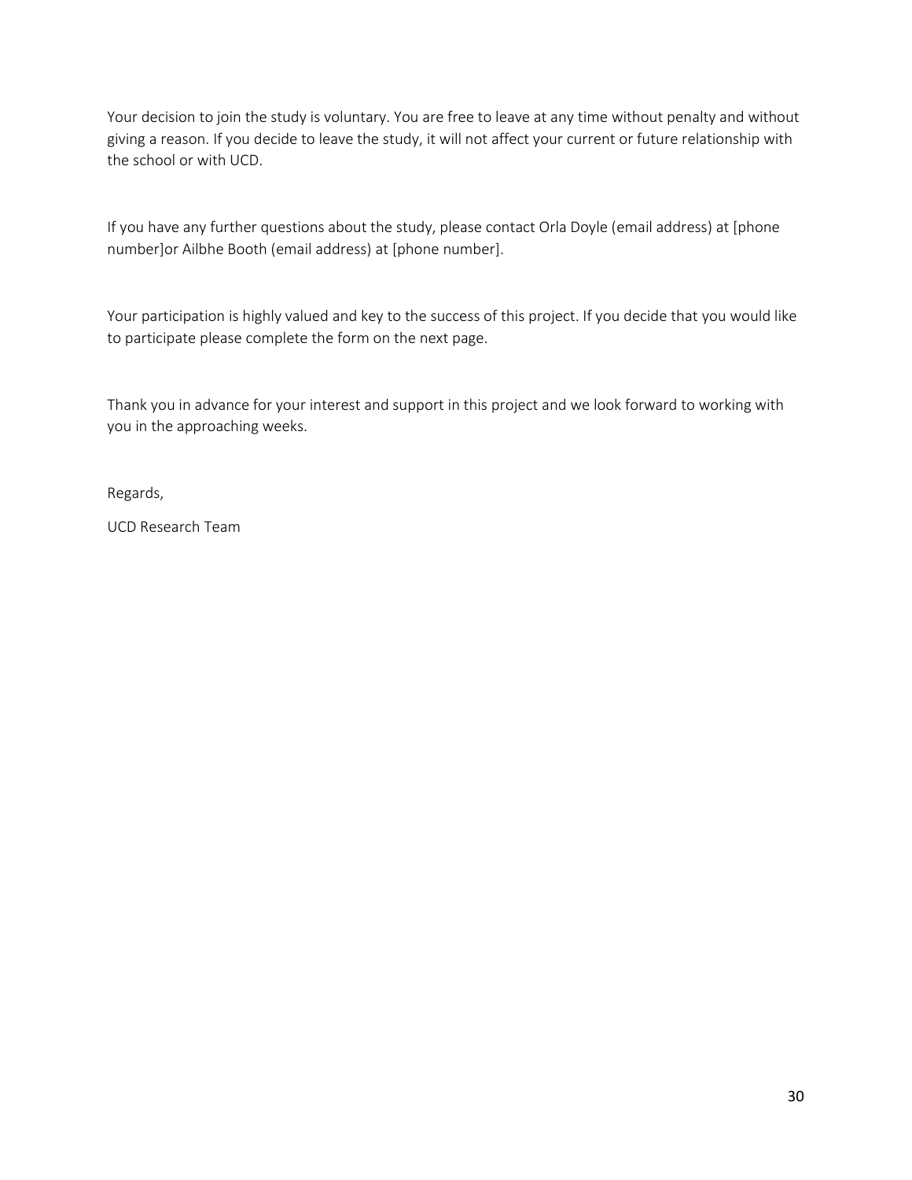Your decision to join the study is voluntary. You are free to leave at any time without penalty and without giving a reason. If you decide to leave the study, it will not affect your current or future relationship with the school or with UCD.

If you have any further questions about the study, please contact Orla Doyle (email address) at [phone number]or Ailbhe Booth (email address) at [phone number].

Your participation is highly valued and key to the success of this project. If you decide that you would like to participate please complete the form on the next page.

Thank you in advance for your interest and support in this project and we look forward to working with you in the approaching weeks.

Regards,

UCD Research Team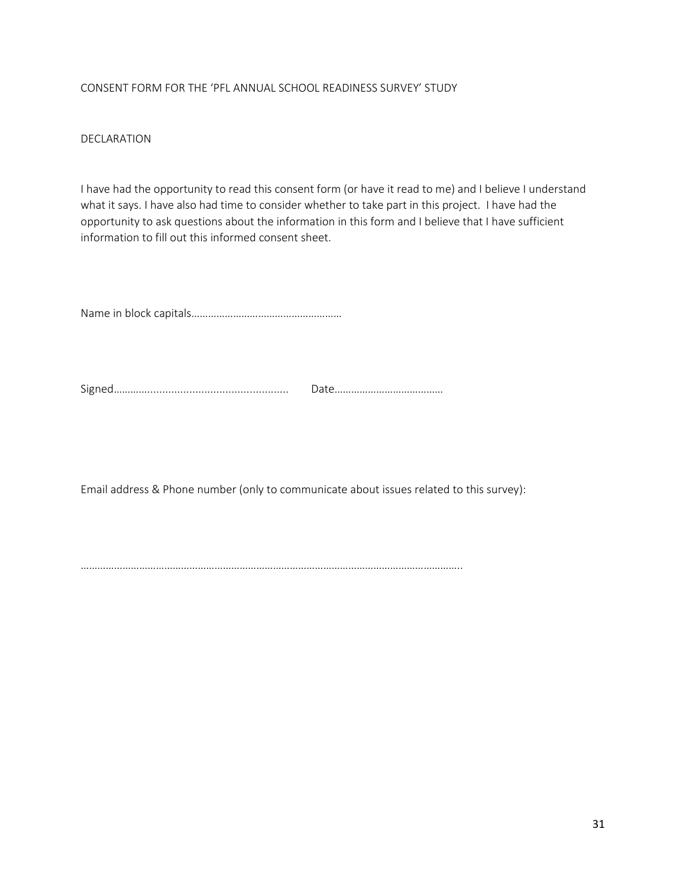CONSENT FORM FOR THE 'PFL ANNUAL SCHOOL READINESS SURVEY' STUDY

DECLARATION

I have had the opportunity to read this consent form (or have it read to me) and I believe I understand what it says. I have also had time to consider whether to take part in this project. I have had the opportunity to ask questions about the information in this form and I believe that I have sufficient information to fill out this informed consent sheet.

Name in block capitals………………………………………………

Signed……………………………………………………… Date…………………………………

Email address & Phone number (only to communicate about issues related to this survey):

………………………………………………………………………………………………………………………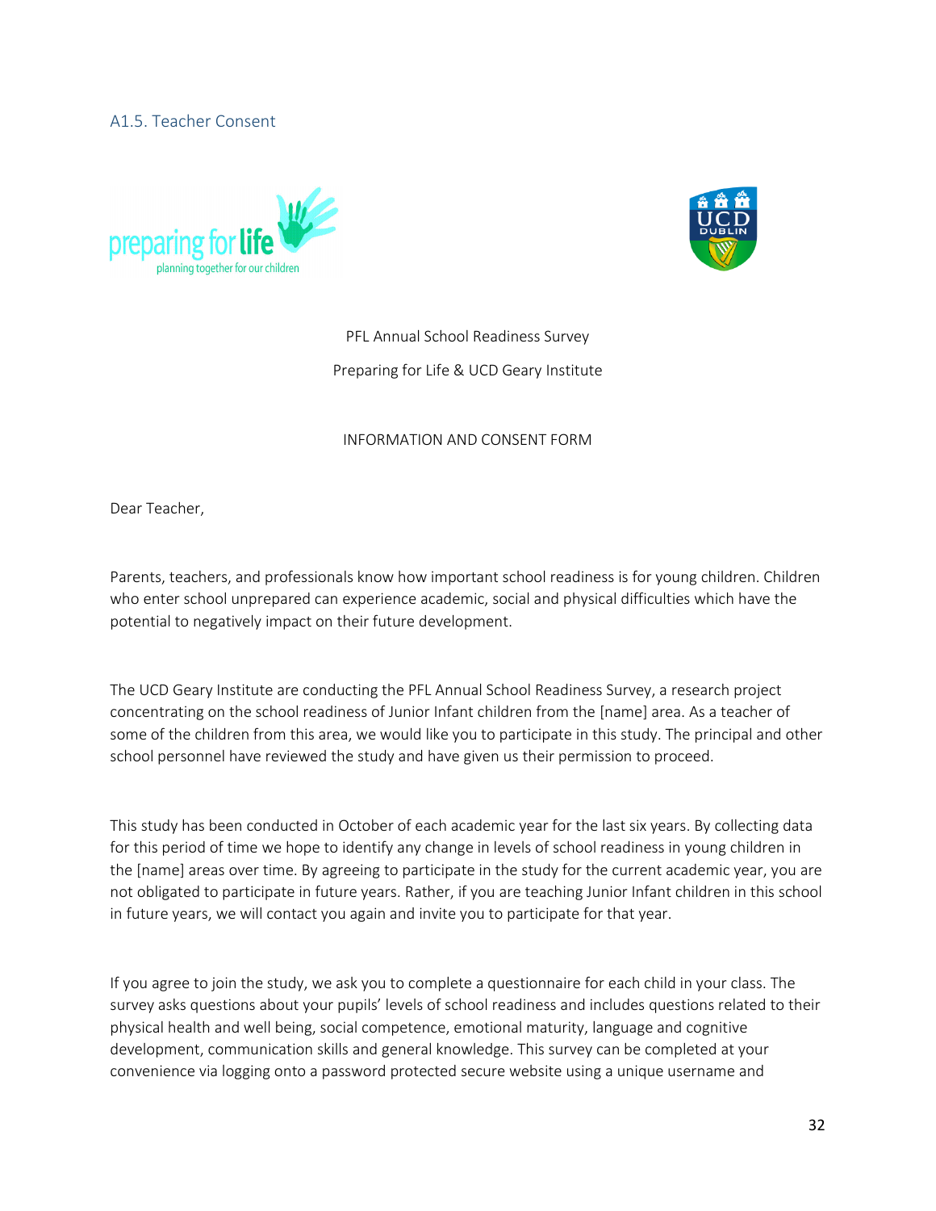### A1.5. Teacher Consent

PFL Annual School Readiness Survey

Preparing for Life & UCD Geary Institute

INFORMATION AND CONSENT FORM

Dear Teacher,

Parents, teachers, and professionals know how important school readiness is for young children. Children who enter school unprepared can experience academic, social and physical difficulties which have the potential to negatively impact on their future development.

The UCD Geary Institute are conducting the PFL Annual School Readiness Survey, a research project concentrating on the school readiness of Junior Infant children from the [name] area. As a teacher of some of the children from this area, we would like you to participate in this study. The principal and other school personnel have reviewed the study and have given us their permission to proceed.

This study has been conducted in October of each academic year for the last six years. By collecting data for this period of time we hope to identify any change in levels of school readiness in young children in the [name] areas over time. By agreeing to participate in the study for the current academic year, you are not obligated to participate in future years. Rather, if you are teaching Junior Infant children in this school in future years, we will contact you again and invite you to participate for that year.

If you agree to join the study, we ask you to complete a questionnaire for each child in your class. The survey asks questions about your pupils' levels of school readiness and includes questions related to their physical health and well being, social competence, emotional maturity, language and cognitive development, communication skills and general knowledge. This survey can be completed at your convenience via logging onto a password protected secure website using a unique username and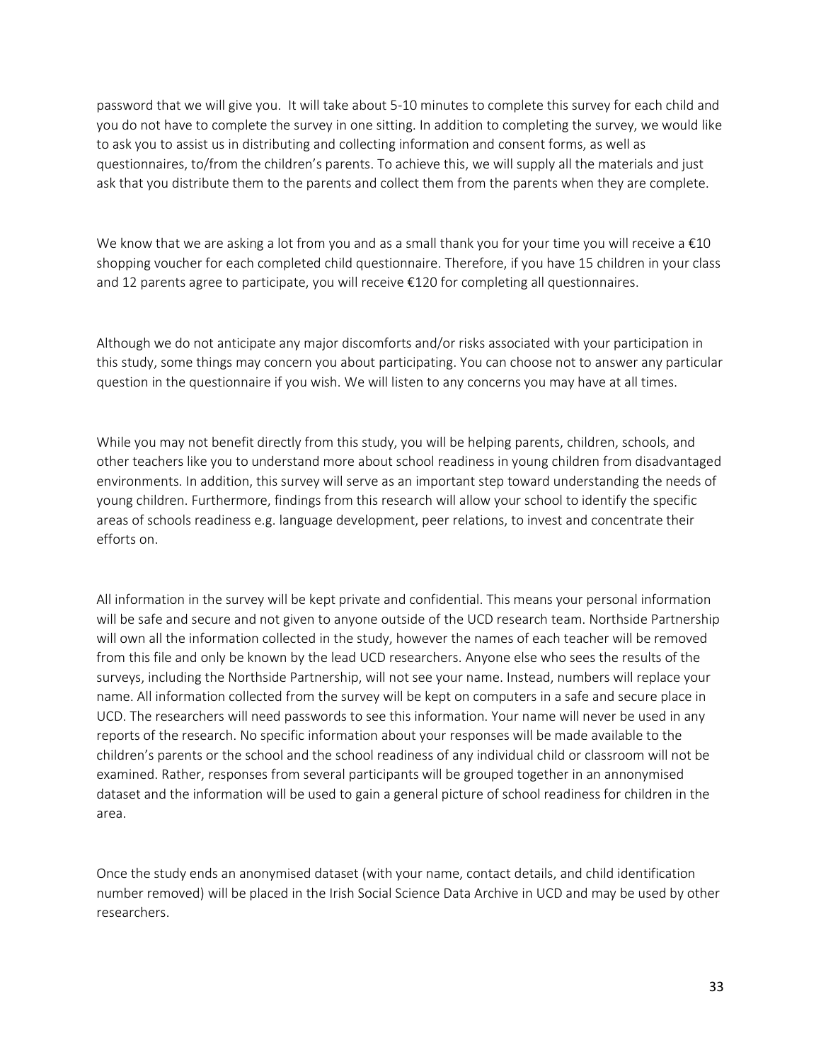password that we will give you. It will take about 5-10 minutes to complete this survey for each child and you do not have to complete the survey in one sitting. In addition to completing the survey, we would like to ask you to assist us in distributing and collecting information and consent forms, as well as questionnaires, to/from the children's parents. To achieve this, we will supply all the materials and just ask that you distribute them to the parents and collect them from the parents when they are complete.

We know that we are asking a lot from you and as a small thank you for your time you will receive a €10 shopping voucher for each completed child questionnaire. Therefore, if you have 15 children in your class and 12 parents agree to participate, you will receive €120 for completing all questionnaires.

Although we do not anticipate any major discomforts and/or risks associated with your participation in this study, some things may concern you about participating. You can choose not to answer any particular question in the questionnaire if you wish. We will listen to any concerns you may have at all times.

While you may not benefit directly from this study, you will be helping parents, children, schools, and other teachers like you to understand more about school readiness in young children from disadvantaged environments. In addition, this survey will serve as an important step toward understanding the needs of young children. Furthermore, findings from this research will allow your school to identify the specific areas of schools readiness e.g. language development, peer relations, to invest and concentrate their efforts on.

All information in the survey will be kept private and confidential. This means your personal information will be safe and secure and not given to anyone outside of the UCD research team. Northside Partnership will own all the information collected in the study, however the names of each teacher will be removed from this file and only be known by the lead UCD researchers. Anyone else who sees the results of the surveys, including the Northside Partnership, will not see your name. Instead, numbers will replace your name. All information collected from the survey will be kept on computers in a safe and secure place in UCD. The researchers will need passwords to see this information. Your name will never be used in any reports of the research. No specific information about your responses will be made available to the children's parents or the school and the school readiness of any individual child or classroom will not be examined. Rather, responses from several participants will be grouped together in an annonymised dataset and the information will be used to gain a general picture of school readiness for children in the area.

Once the study ends an anonymised dataset (with your name, contact details, and child identification number removed) will be placed in the Irish Social Science Data Archive in UCD and may be used by other researchers.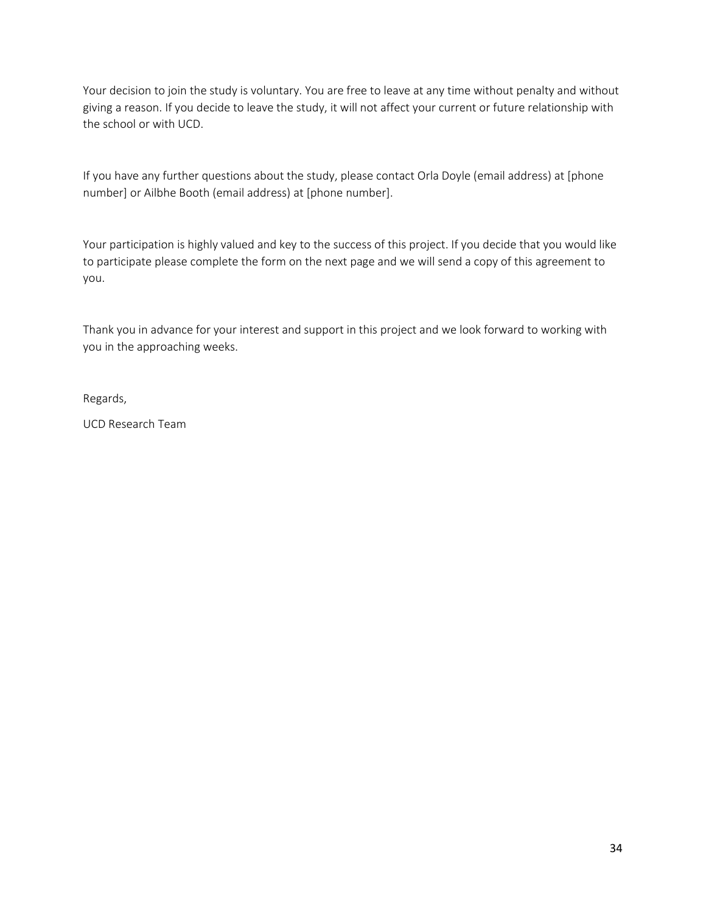Your decision to join the study is voluntary. You are free to leave at any time without penalty and without giving a reason. If you decide to leave the study, it will not affect your current or future relationship with the school or with UCD.

If you have any further questions about the study, please contact Orla Doyle (email address) at [phone number] or Ailbhe Booth (email address) at [phone number].

Your participation is highly valued and key to the success of this project. If you decide that you would like to participate please complete the form on the next page and we will send a copy of this agreement to you.

Thank you in advance for your interest and support in this project and we look forward to working with you in the approaching weeks.

Regards,

UCD Research Team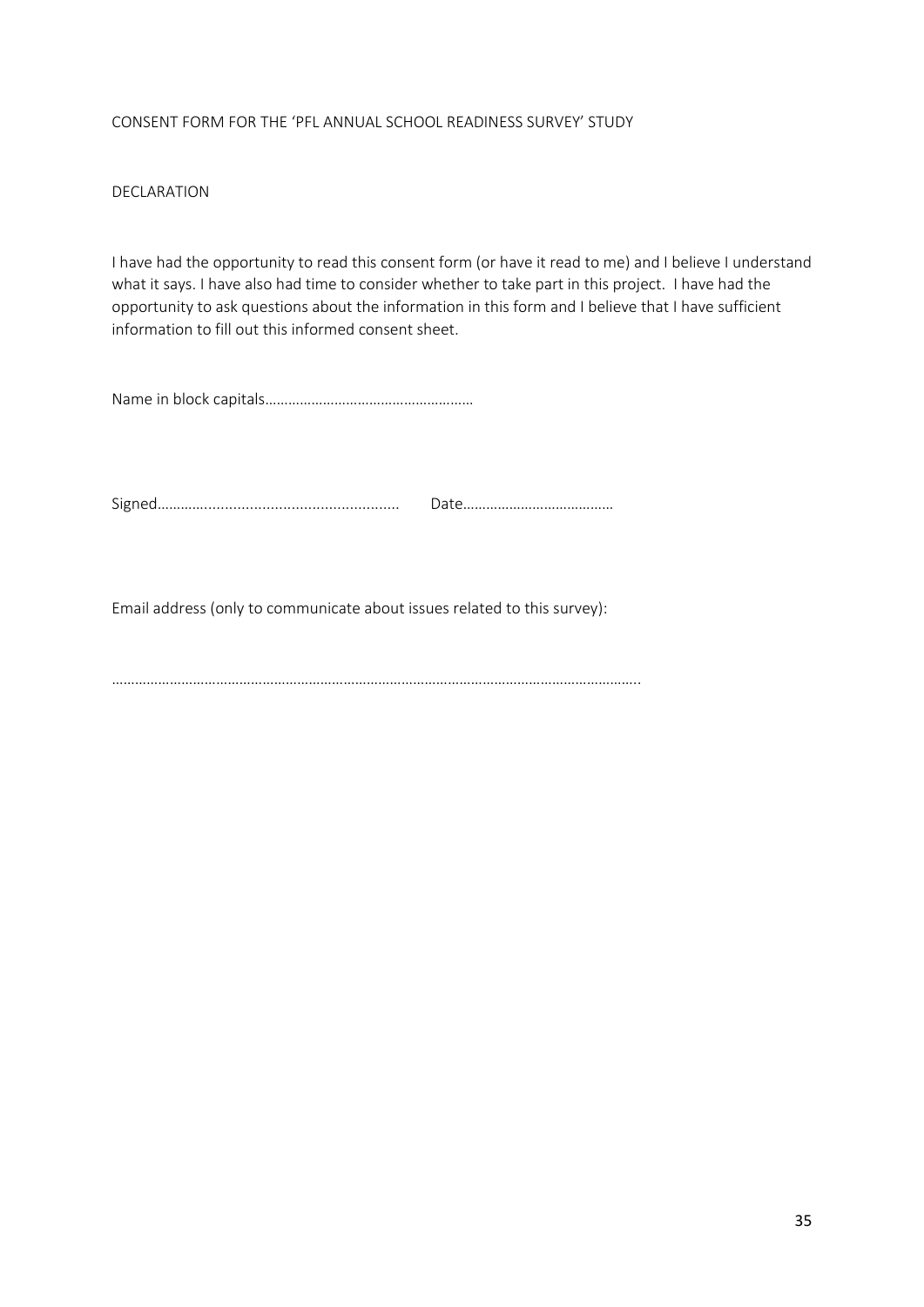CONSENT FORM FOR THE 'PFL ANNUAL SCHOOL READINESS SURVEY' STUDY

DECLARATION

I have had the opportunity to read this consent form (or have it read to me) and I believe I understand what it says. I have also had time to consider whether to take part in this project. I have had the opportunity to ask questions about the information in this form and I believe that I have sufficient information to fill out this informed consent sheet.

Name in block capitals……………………………………………….

Signed…………………………………………………… Date…………………………………

Email address (only to communicate about issues related to this survey):

…………………………………………………………………………………………………………………………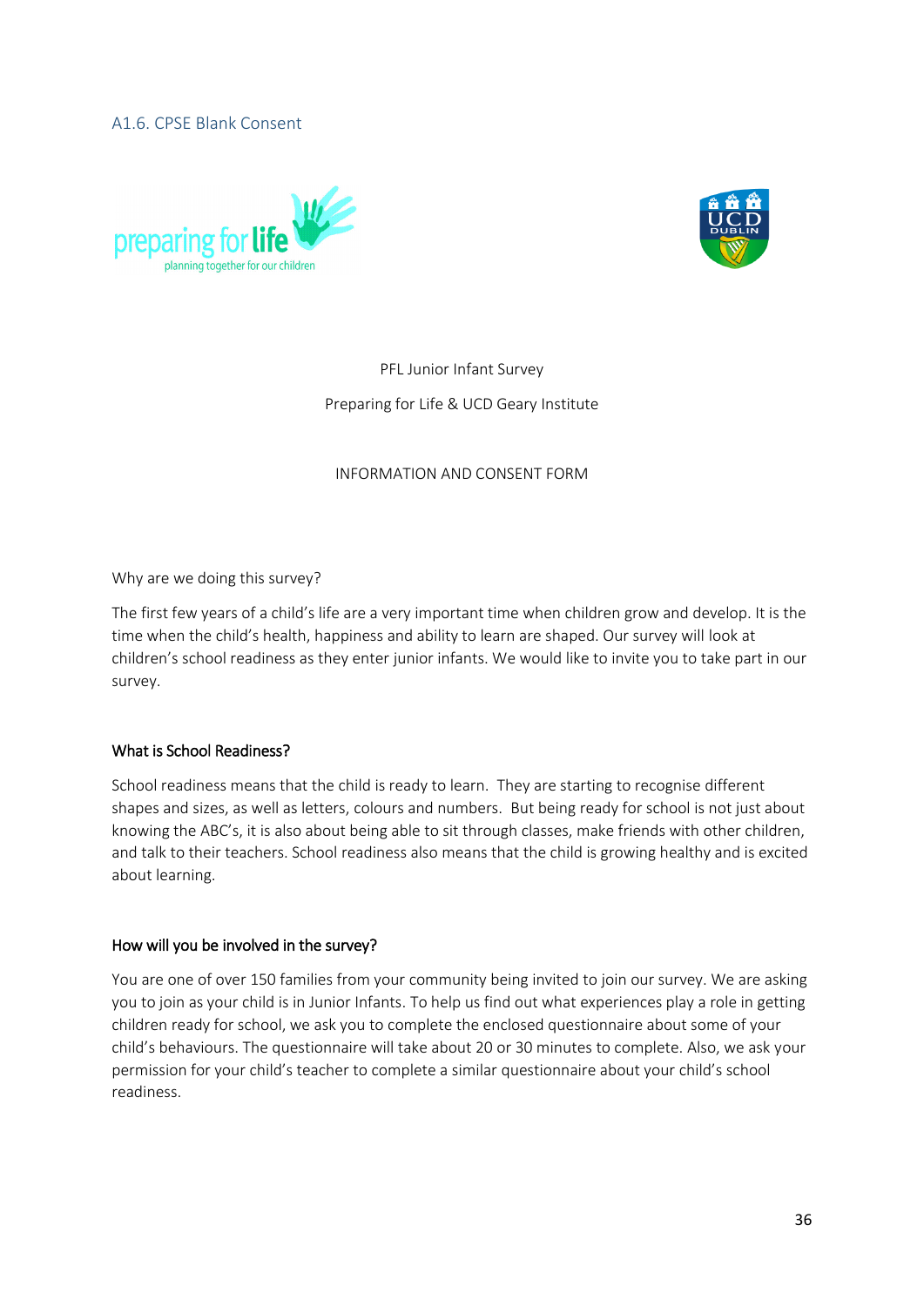### A1.6. CPSE Blank Consent

PFL Junior Infant Survey

Preparing for Life & UCD Geary Institute

INFORMATION AND CONSENT FORM

Why are we doing this survey?

The first few years of a child's life are a very important time when children grow and develop. It is the time when the child's health, happiness and ability to learn are shaped. Our survey will look at children's school readiness as they enter junior infants. We would like to invite you to take part in our survey.

**What is School Readiness?**

School readiness means that the child is ready to learn. They are starting to recognise different shapes and sizes, as well as letters, colours and numbers. But being ready for school is not just about knowing the ABC's, it is also about being able to sit through classes, make friends with other children, and talk to their teachers. School readiness also means that the child is growing healthy and is excited about learning.

**How will you be involved in the survey?**

You are one of over 150 families from your community being invited to join our survey. We are asking you to join as your child is in Junior Infants. To help us find out what experiences play a role in getting children ready for school, we ask you to complete the enclosed questionnaire about some of your child's behaviours. The questionnaire will take about 20 or 30 minutes to complete. Also, we ask your permission for your child's teacher to complete a similar questionnaire about your child's school readiness.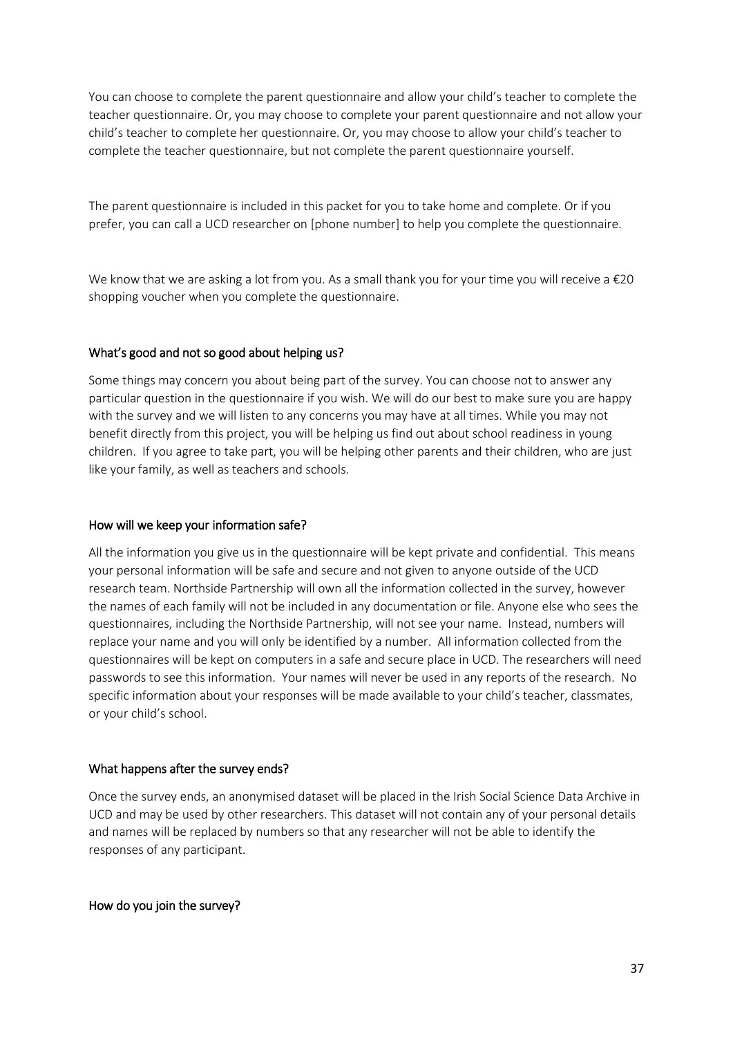You can choose to complete the parent questionnaire and allow your child's teacher to complete the teacher questionnaire. Or, you may choose to complete your parent questionnaire and not allow your child's teacher to complete her questionnaire. Or, you may choose to allow your child's teacher to complete the teacher questionnaire, but not complete the parent questionnaire yourself.

The parent questionnaire is included in this packet for you to take home and complete. Or if you prefer, you can call a UCD researcher on [phone number] to help you complete the questionnaire.

We know that we are asking a lot from you. As a small thank you for your time you will receive a €20 shopping voucher when you complete the questionnaire.

### What's good and not so good about helping us?

Some things may concern you about being part of the survey. You can choose not to answer any particular question in the questionnaire if you wish. We will do our best to make sure you are happy with the survey and we will listen to any concerns you may have at all times. While you may not benefit directly from this project, you will be helping us find out about school readiness in young children. If you agree to take part, you will be helping other parents and their children, who are just like your family, as well as teachers and schools.

### How will we keep your information safe?

All the information you give us in the questionnaire will be kept private and confidential. This means your personal information will be safe and secure and not given to anyone outside of the UCD research team. Northside Partnership will own all the information collected in the survey, however the names of each family will not be included in any documentation or file. Anyone else who sees the questionnaires, including the Northside Partnership, will not see your name. Instead, numbers will replace your name and you will only be identified by a number. All information collected from the questionnaires will be kept on computers in a safe and secure place in UCD. The researchers will need passwords to see this information. Your names will never be used in any reports of the research. No specific information about your responses will be made available to your child's teacher, classmates, or your child's school.

### What happens after the survey ends?

Once the survey ends, an anonymised dataset will be placed in the Irish Social Science Data Archive in UCD and may be used by other researchers. This dataset will not contain any of your personal details and names will be replaced by numbers so that any researcher will not be able to identify the responses of any participant.

### How do you join the survey?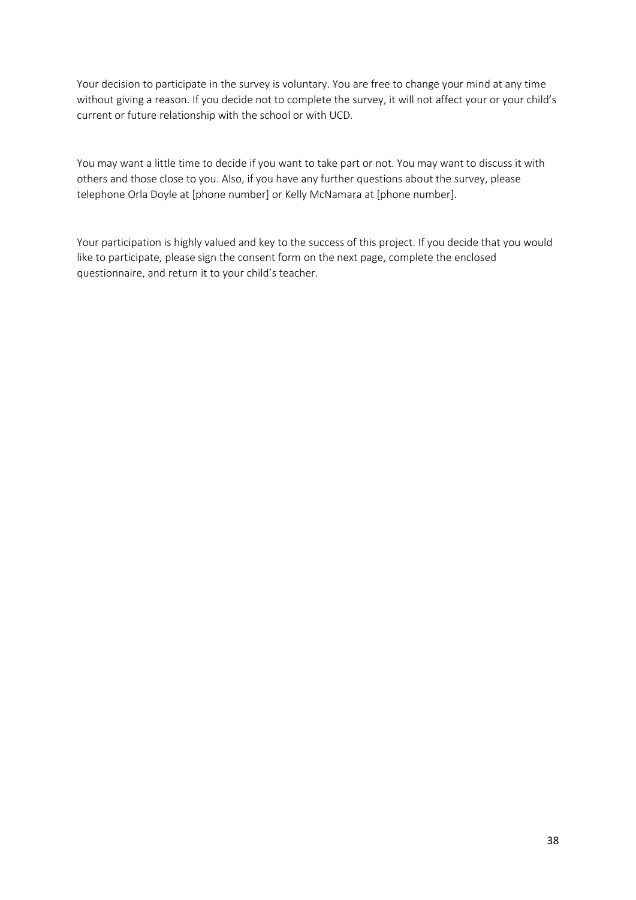Your decision to participate in the survey is voluntary. You are free to change your mind at any time without giving a reason. If you decide not to complete the survey, it will not affect your or your child's current or future relationship with the school or with UCD.

You may want a little time to decide if you want to take part or not. You may want to discuss it with others and those close to you. Also, if you have any further questions about the survey, please telephone Orla Doyle at [phone number] or Kelly McNamara at [phone number].

Your participation is highly valued and key to the success of this project. If you decide that you would like to participate, please sign the consent form on the next page, complete the enclosed questionnaire, and return it to your child's teacher.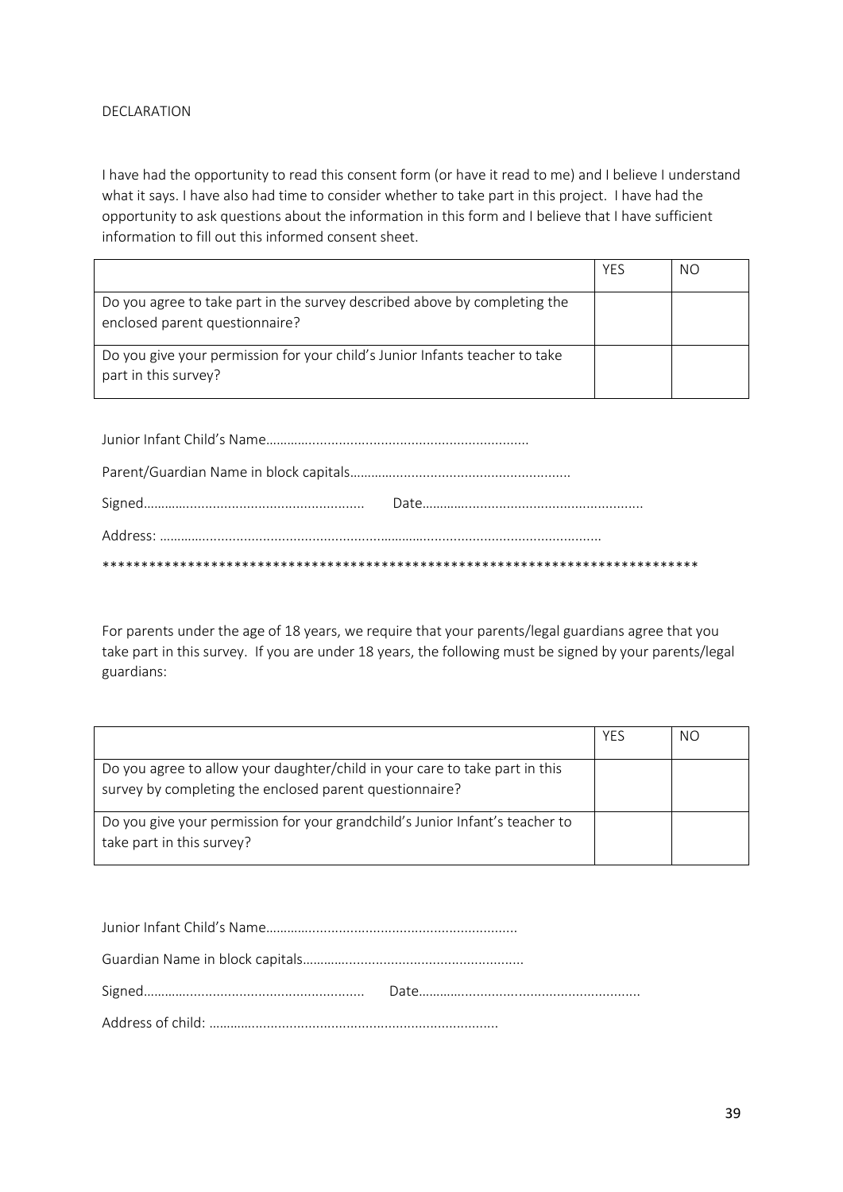DECLARATION

I have had the opportunity to read this consent form (or have it read to me) and I believe I understand what it says. I have also had time to consider whether to take part in this project. I have had the opportunity to ask questions about the information in this form and I believe that I have sufficient information to fill out this informed consent sheet.

| | YES | NO |
|---|---|---|
| Do you agree to take part in the survey described above by completing the enclosed parent questionnaire? | | |
| Do you give your permission for your child's Junior Infants teacher to take part in this survey? | | |

Junior Infant Child's Name………………………………………………………………

Parent/Guardian Name in block capitals……………………………………………………

Signed……………………………………………………  Date……………………………………………………

Address: ………………………………………………………………………………………………………………

******************************************************************************

For parents under the age of 18 years, we require that your parents/legal guardians agree that you take part in this survey. If you are under 18 years, the following must be signed by your parents/legal guardians:

| | YES | NO |
|---|---|---|
| Do you agree to allow your daughter/child in your care to take part in this survey by completing the enclosed parent questionnaire? | | |
| Do you give your permission for your grandchild's Junior Infant's teacher to take part in this survey? | | |

Junior Infant Child's Name…………………………………………………………

Guardian Name in block capitals……………………………………………………

Signed……………………………………………………  Date……………………………………………………

Address of child: ……………………………………………………………………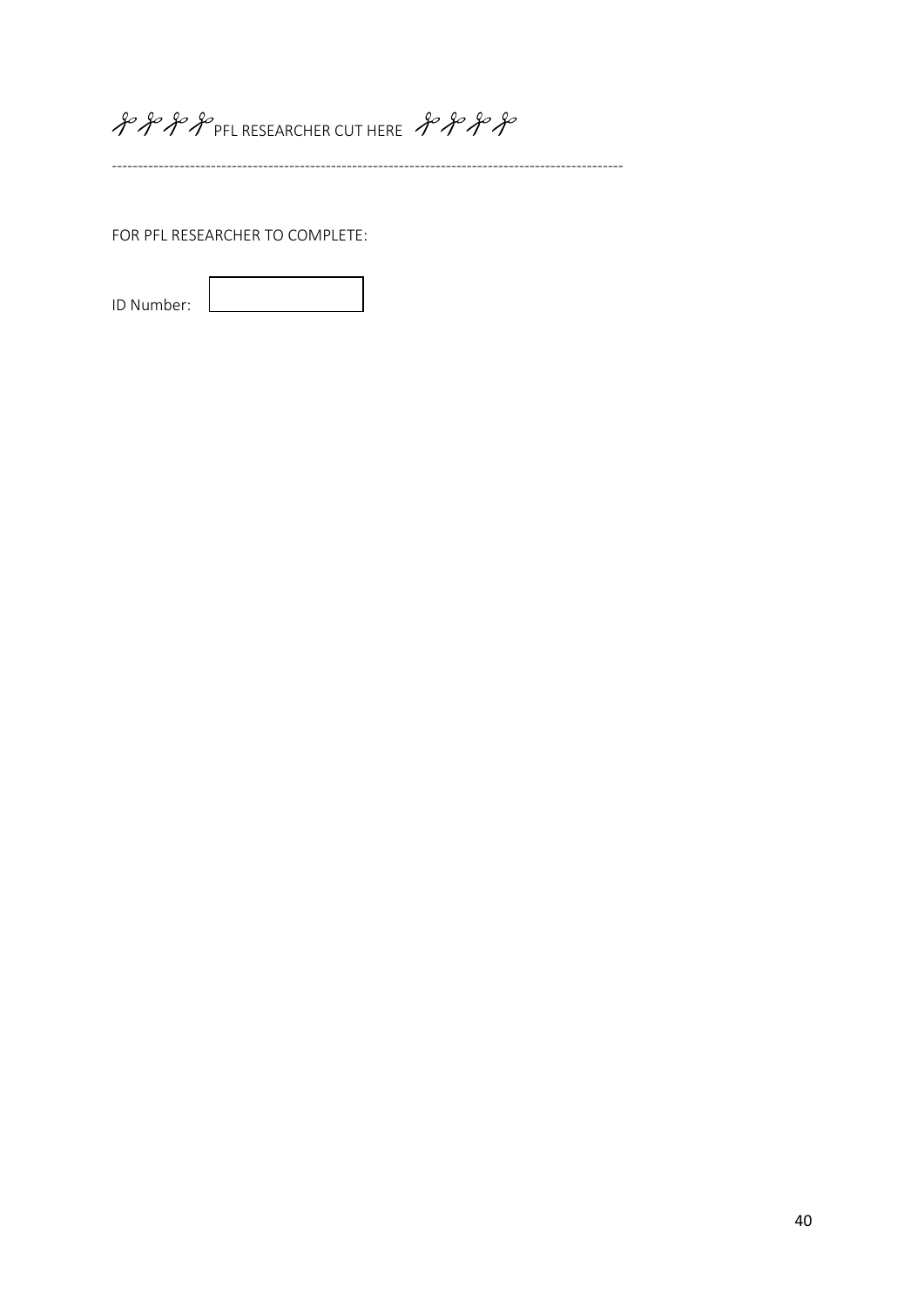✂✂✂✂ PFL RESEARCHER CUT HERE ✂✂✂✂

---

FOR PFL RESEARCHER TO COMPLETE:

ID Number: ____________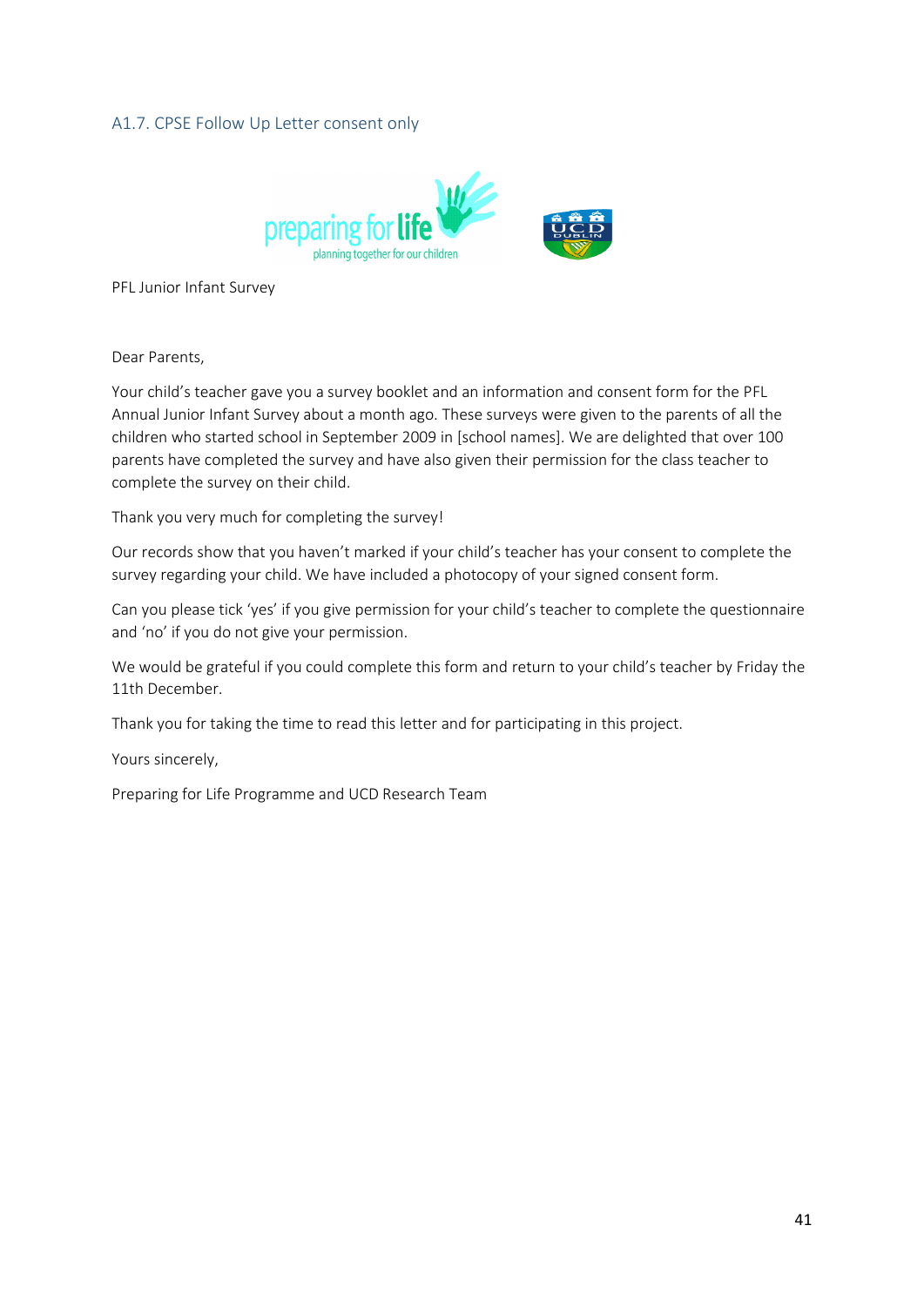## A1.7. CPSE Follow Up Letter consent only

PFL Junior Infant Survey

Dear Parents,

Your child's teacher gave you a survey booklet and an information and consent form for the PFL Annual Junior Infant Survey about a month ago. These surveys were given to the parents of all the children who started school in September 2009 in [school names]. We are delighted that over 100 parents have completed the survey and have also given their permission for the class teacher to complete the survey on their child.

Thank you very much for completing the survey!

Our records show that you haven't marked if your child's teacher has your consent to complete the survey regarding your child. We have included a photocopy of your signed consent form.

Can you please tick 'yes' if you give permission for your child's teacher to complete the questionnaire and 'no' if you do not give your permission.

We would be grateful if you could complete this form and return to your child's teacher by Friday the 11th December.

Thank you for taking the time to read this letter and for participating in this project.

Yours sincerely,

Preparing for Life Programme and UCD Research Team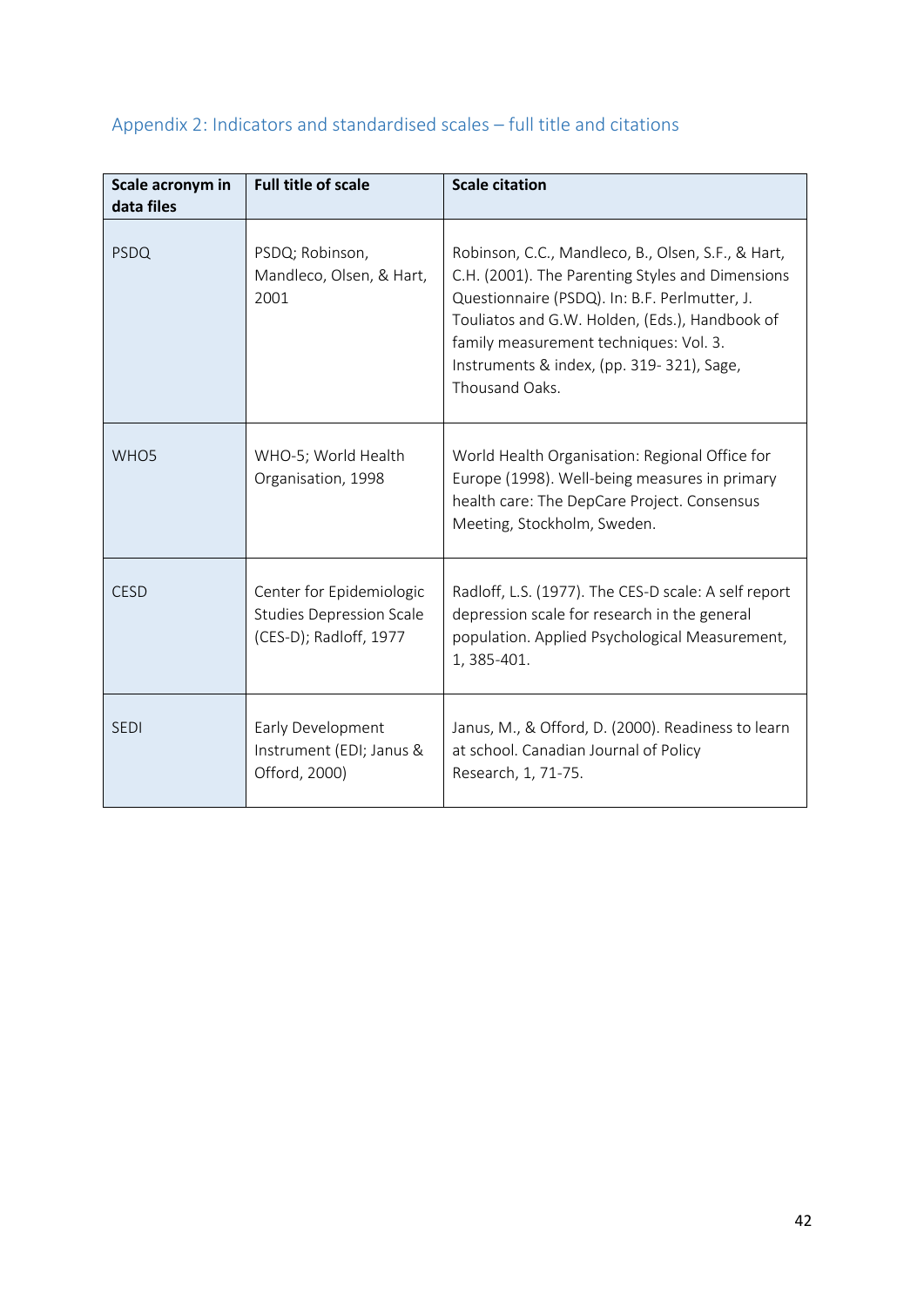## Appendix 2: Indicators and standardised scales – full title and citations

| Scale acronym in data files | Full title of scale | Scale citation |
|---|---|---|
| PSDQ | PSDQ; Robinson, Mandleco, Olsen, & Hart, 2001 | Robinson, C.C., Mandleco, B., Olsen, S.F., & Hart, C.H. (2001). The Parenting Styles and Dimensions Questionnaire (PSDQ). In: B.F. Perlmutter, J. Touliatos and G.W. Holden, (Eds.), Handbook of family measurement techniques: Vol. 3. Instruments & index, (pp. 319- 321), Sage, Thousand Oaks. |
| WHO5 | WHO-5; World Health Organisation, 1998 | World Health Organisation: Regional Office for Europe (1998). Well-being measures in primary health care: The DepCare Project. Consensus Meeting, Stockholm, Sweden. |
| CESD | Center for Epidemiologic Studies Depression Scale (CES-D); Radloff, 1977 | Radloff, L.S. (1977). The CES-D scale: A self report depression scale for research in the general population. Applied Psychological Measurement, 1, 385-401. |
| SEDI | Early Development Instrument (EDI; Janus & Offord, 2000) | Janus, M., & Offord, D. (2000). Readiness to learn at school. Canadian Journal of Policy Research, 1, 71-75. |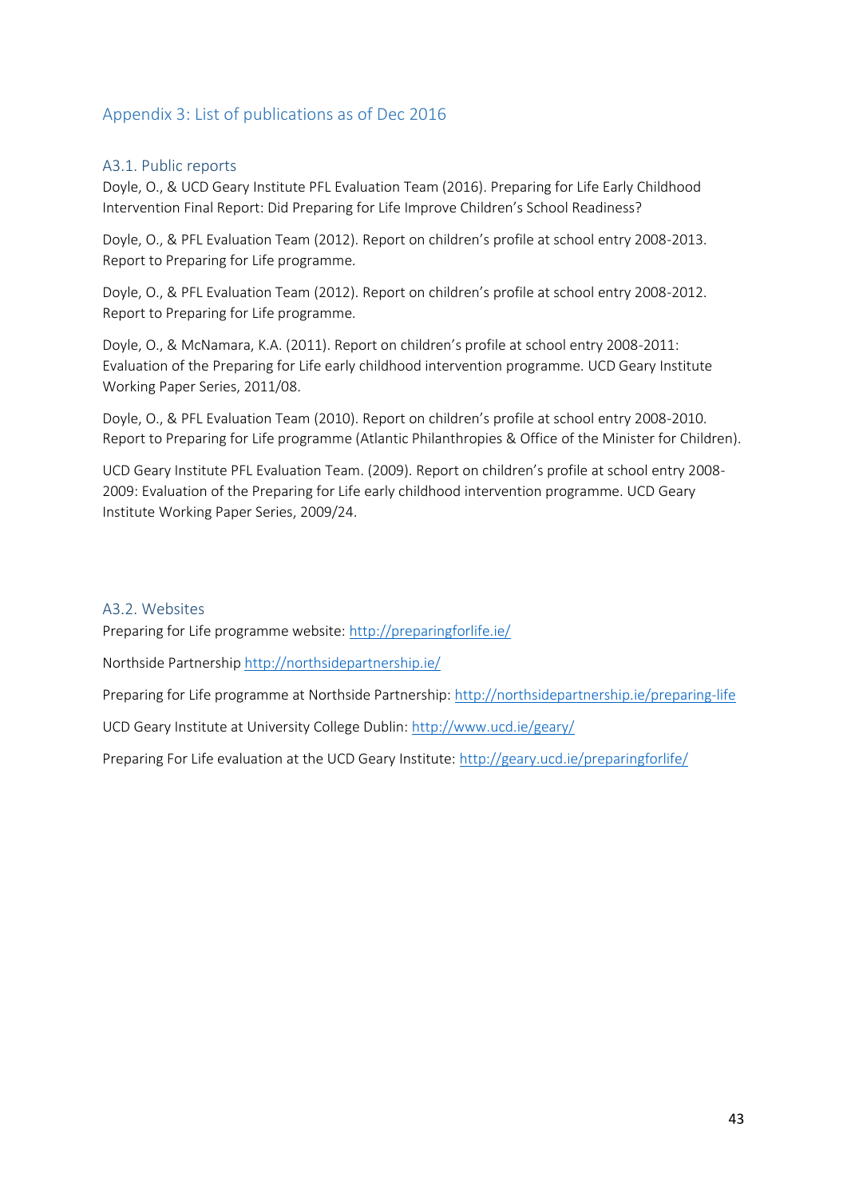## Appendix 3: List of publications as of Dec 2016

### A3.1. Public reports

Doyle, O., & UCD Geary Institute PFL Evaluation Team (2016). Preparing for Life Early Childhood Intervention Final Report: Did Preparing for Life Improve Children's School Readiness?

Doyle, O., & PFL Evaluation Team (2012). Report on children's profile at school entry 2008-2013. Report to Preparing for Life programme.

Doyle, O., & PFL Evaluation Team (2012). Report on children's profile at school entry 2008-2012. Report to Preparing for Life programme.

Doyle, O., & McNamara, K.A. (2011). Report on children's profile at school entry 2008-2011: Evaluation of the Preparing for Life early childhood intervention programme. UCD Geary Institute Working Paper Series, 2011/08.

Doyle, O., & PFL Evaluation Team (2010). Report on children's profile at school entry 2008-2010. Report to Preparing for Life programme (Atlantic Philanthropies & Office of the Minister for Children).

UCD Geary Institute PFL Evaluation Team. (2009). Report on children's profile at school entry 2008-2009: Evaluation of the Preparing for Life early childhood intervention programme. UCD Geary Institute Working Paper Series, 2009/24.

### A3.2. Websites

Preparing for Life programme website: http://preparingforlife.ie/

Northside Partnership http://northsidepartnership.ie/

Preparing for Life programme at Northside Partnership: http://northsidepartnership.ie/preparing-life

UCD Geary Institute at University College Dublin: http://www.ucd.ie/geary/

Preparing For Life evaluation at the UCD Geary Institute: http://geary.ucd.ie/preparingforlife/